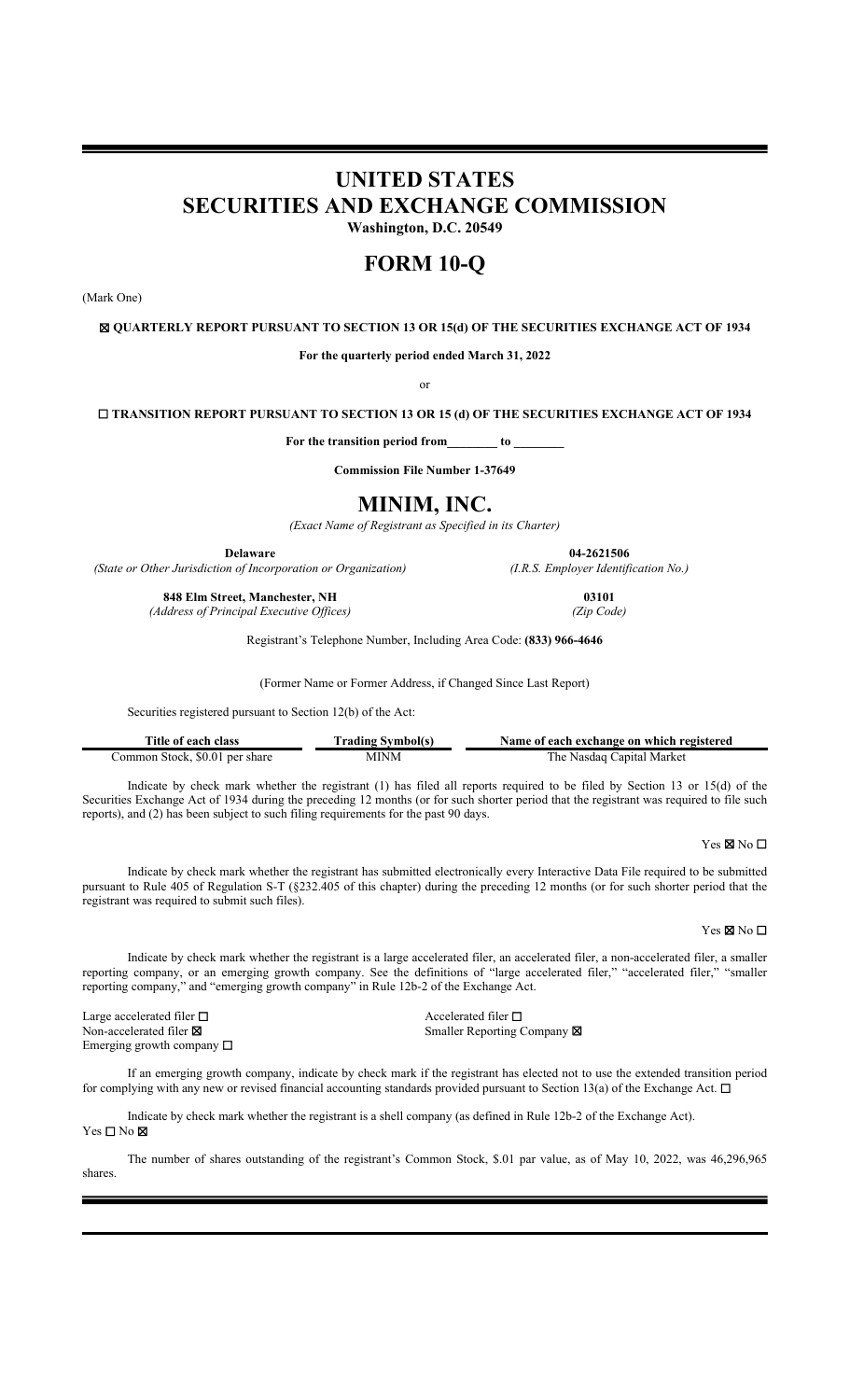# UNITED STATES
# SECURITIES AND EXCHANGE COMMISSION

**Washington, D.C. 20549**

# FORM 10-Q

(Mark One)

**☒ QUARTERLY REPORT PURSUANT TO SECTION 13 OR 15(d) OF THE SECURITIES EXCHANGE ACT OF 1934**

**For the quarterly period ended March 31, 2022**

or

**☐ TRANSITION REPORT PURSUANT TO SECTION 13 OR 15 (d) OF THE SECURITIES EXCHANGE ACT OF 1934**

**For the transition period from________ to ________**

**Commission File Number 1-37649**

# MINIM, INC.

*(Exact Name of Registrant as Specified in its Charter)*

| | |
|---|---|
| **Delaware** | **04-2621506** |
| *(State or Other Jurisdiction of Incorporation or Organization)* | *(I.R.S. Employer Identification No.)* |
| **848 Elm Street, Manchester, NH** | **03101** |
| *(Address of Principal Executive Offices)* | *(Zip Code)* |

Registrant's Telephone Number, Including Area Code: **(833) 966-4646**

(Former Name or Former Address, if Changed Since Last Report)

Securities registered pursuant to Section 12(b) of the Act:

| Title of each class | Trading Symbol(s) | Name of each exchange on which registered |
|---|---|---|
| Common Stock, $0.01 per share | MINM | The Nasdaq Capital Market |

Indicate by check mark whether the registrant (1) has filed all reports required to be filed by Section 13 or 15(d) of the Securities Exchange Act of 1934 during the preceding 12 months (or for such shorter period that the registrant was required to file such reports), and (2) has been subject to such filing requirements for the past 90 days.

Yes ☒ No ☐

Indicate by check mark whether the registrant has submitted electronically every Interactive Data File required to be submitted pursuant to Rule 405 of Regulation S-T (§232.405 of this chapter) during the preceding 12 months (or for such shorter period that the registrant was required to submit such files).

Yes ☒ No ☐

Indicate by check mark whether the registrant is a large accelerated filer, an accelerated filer, a non-accelerated filer, a smaller reporting company, or an emerging growth company. See the definitions of "large accelerated filer," "accelerated filer," "smaller reporting company," and "emerging growth company" in Rule 12b-2 of the Exchange Act.

| | |
|---|---|
| Large accelerated filer ☐ | Accelerated filer ☐ |
| Non-accelerated filer ☒ | Smaller Reporting Company ☒ |
| Emerging growth company ☐ | |

If an emerging growth company, indicate by check mark if the registrant has elected not to use the extended transition period for complying with any new or revised financial accounting standards provided pursuant to Section 13(a) of the Exchange Act. ☐

Indicate by check mark whether the registrant is a shell company (as defined in Rule 12b-2 of the Exchange Act).
Yes ☐ No ☒

The number of shares outstanding of the registrant's Common Stock, $.01 par value, as of May 10, 2022, was 46,296,965 shares.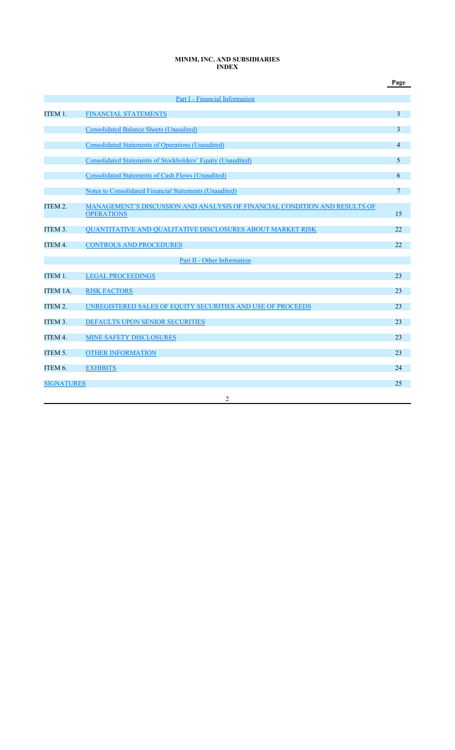**MINIM, INC. AND SUBSIDIARIES**
**INDEX**

| | | Page |
|---|---|---|
| | Part I - Financial Information | |
| ITEM 1. | FINANCIAL STATEMENTS | 3 |
| | Consolidated Balance Sheets (Unaudited) | 3 |
| | Consolidated Statements of Operations (Unaudited) | 4 |
| | Consolidated Statements of Stockholders' Equity (Unaudited) | 5 |
| | Consolidated Statements of Cash Flows (Unaudited) | 6 |
| | Notes to Consolidated Financial Statements (Unaudited) | 7 |
| ITEM 2. | MANAGEMENT'S DISCUSSION AND ANALYSIS OF FINANCIAL CONDITION AND RESULTS OF OPERATIONS | 15 |
| ITEM 3. | QUANTITATIVE AND QUALITATIVE DISCLOSURES ABOUT MARKET RISK | 22 |
| ITEM 4. | CONTROLS AND PROCEDURES | 22 |
| | Part II - Other Information | |
| ITEM 1. | LEGAL PROCEEDINGS | 23 |
| ITEM 1A. | RISK FACTORS | 23 |
| ITEM 2. | UNREGISTERED SALES OF EQUITY SECURITIES AND USE OF PROCEEDS | 23 |
| ITEM 3. | DEFAULTS UPON SENIOR SECURITIES | 23 |
| ITEM 4. | MINE SAFETY DISCLOSURES | 23 |
| ITEM 5. | OTHER INFORMATION | 23 |
| ITEM 6. | EXHIBITS | 24 |
| SIGNATURES | | 25 |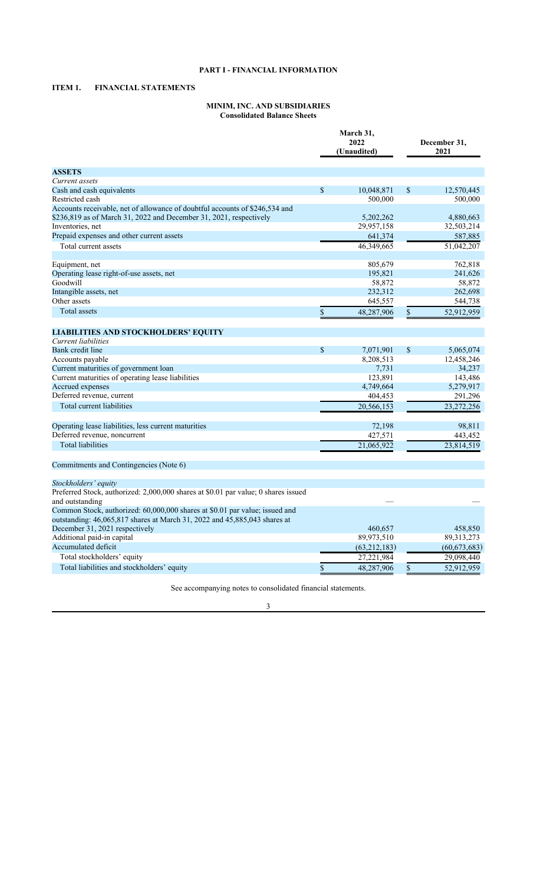# PART I - FINANCIAL INFORMATION

## ITEM 1. FINANCIAL STATEMENTS

### MINIM, INC. AND SUBSIDIARIES
**Consolidated Balance Sheets**

| | March 31, 2022 (Unaudited) | December 31, 2021 |
|---|---|---|
| **ASSETS** | | |
| *Current assets* | | |
| Cash and cash equivalents | $ 10,048,871 | $ 12,570,445 |
| Restricted cash | 500,000 | 500,000 |
| Accounts receivable, net of allowance of doubtful accounts of $246,534 and $236,819 as of March 31, 2022 and December 31, 2021, respectively | 5,202,262 | 4,880,663 |
| Inventories, net | 29,957,158 | 32,503,214 |
| Prepaid expenses and other current assets | 641,374 | 587,885 |
| Total current assets | 46,349,665 | 51,042,207 |
| Equipment, net | 805,679 | 762,818 |
| Operating lease right-of-use assets, net | 195,821 | 241,626 |
| Goodwill | 58,872 | 58,872 |
| Intangible assets, net | 232,312 | 262,698 |
| Other assets | 645,557 | 544,738 |
| Total assets | $ 48,287,906 | $ 52,912,959 |
| **LIABILITIES AND STOCKHOLDERS' EQUITY** | | |
| *Current liabilities* | | |
| Bank credit line | $ 7,071,901 | $ 5,065,074 |
| Accounts payable | 8,208,513 | 12,458,246 |
| Current maturities of government loan | 7,731 | 34,237 |
| Current maturities of operating lease liabilities | 123,891 | 143,486 |
| Accrued expenses | 4,749,664 | 5,279,917 |
| Deferred revenue, current | 404,453 | 291,296 |
| Total current liabilities | 20,566,153 | 23,272,256 |
| Operating lease liabilities, less current maturities | 72,198 | 98,811 |
| Deferred revenue, noncurrent | 427,571 | 443,452 |
| Total liabilities | 21,065,922 | 23,814,519 |
| Commitments and Contingencies (Note 6) | | |
| *Stockholders' equity* | | |
| Preferred Stock, authorized: 2,000,000 shares at $0.01 par value; 0 shares issued and outstanding | — | — |
| Common Stock, authorized: 60,000,000 shares at $0.01 par value; issued and outstanding: 46,065,817 shares at March 31, 2022 and 45,885,043 shares at December 31, 2021 respectively | 460,657 | 458,850 |
| Additional paid-in capital | 89,973,510 | 89,313,273 |
| Accumulated deficit | (63,212,183) | (60,673,683) |
| Total stockholders' equity | 27,221,984 | 29,098,440 |
| Total liabilities and stockholders' equity | $ 48,287,906 | $ 52,912,959 |

See accompanying notes to consolidated financial statements.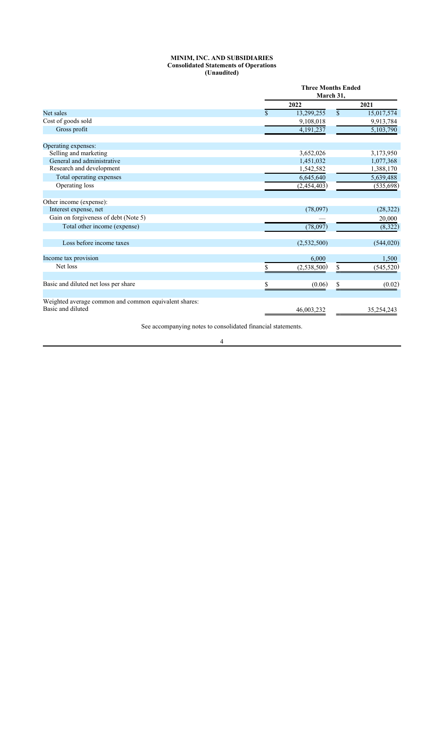**MINIM, INC. AND SUBSIDIARIES**
**Consolidated Statements of Operations**
**(Unaudited)**

| | Three Months Ended March 31, | |
|---|---|---|
| | 2022 | 2021 |
| Net sales | $ 13,299,255 | $ 15,017,574 |
| Cost of goods sold | 9,108,018 | 9,913,784 |
| Gross profit | 4,191,237 | 5,103,790 |
| | | |
| Operating expenses: | | |
| Selling and marketing | 3,652,026 | 3,173,950 |
| General and administrative | 1,451,032 | 1,077,368 |
| Research and development | 1,542,582 | 1,388,170 |
| Total operating expenses | 6,645,640 | 5,639,488 |
| Operating loss | (2,454,403) | (535,698) |
| | | |
| Other income (expense): | | |
| Interest expense, net | (78,097) | (28,322) |
| Gain on forgiveness of debt (Note 5) | — | 20,000 |
| Total other income (expense) | (78,097) | (8,322) |
| | | |
| Loss before income taxes | (2,532,500) | (544,020) |
| | | |
| Income tax provision | 6,000 | 1,500 |
| Net loss | $ (2,538,500) | $ (545,520) |
| | | |
| Basic and diluted net loss per share | $ (0.06) | $ (0.02) |
| | | |
| Weighted average common and common equivalent shares: Basic and diluted | 46,003,232 | 35,254,243 |

See accompanying notes to consolidated financial statements.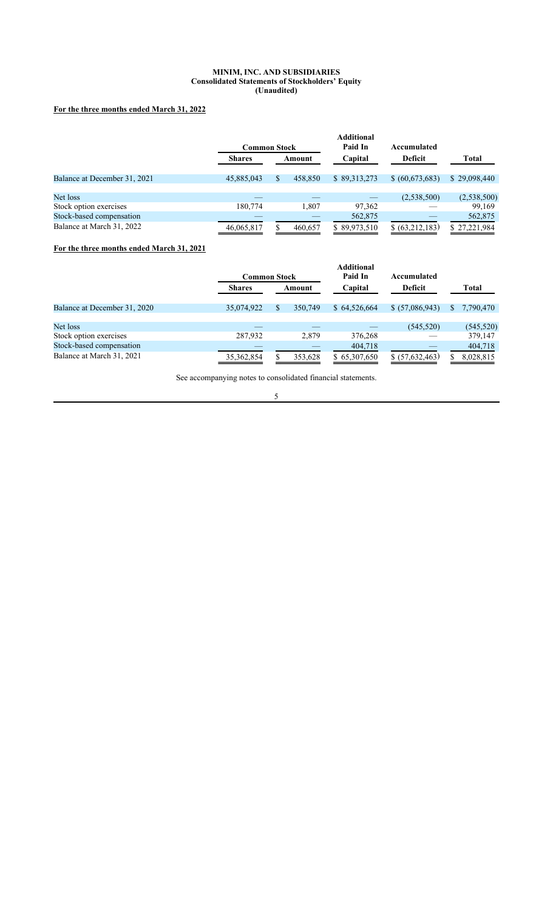**MINIM, INC. AND SUBSIDIARIES**
**Consolidated Statements of Stockholders' Equity**
**(Unaudited)**

**For the three months ended March 31, 2022**

| | Common Stock | | Additional Paid In | Accumulated | |
|---|---|---|---|---|---|
| | Shares | Amount | Capital | Deficit | Total |
| Balance at December 31, 2021 | 45,885,043 | $ 458,850 | $ 89,313,273 | $ (60,673,683) | $ 29,098,440 |
| Net loss | — | — | — | (2,538,500) | (2,538,500) |
| Stock option exercises | 180,774 | 1,807 | 97,362 | — | 99,169 |
| Stock-based compensation | — | — | 562,875 | — | 562,875 |
| Balance at March 31, 2022 | 46,065,817 | $ 460,657 | $ 89,973,510 | $ (63,212,183) | $ 27,221,984 |

**For the three months ended March 31, 2021**

| | Common Stock | | Additional Paid In | Accumulated | |
|---|---|---|---|---|---|
| | Shares | Amount | Capital | Deficit | Total |
| Balance at December 31, 2020 | 35,074,922 | $ 350,749 | $ 64,526,664 | $ (57,086,943) | $ 7,790,470 |
| Net loss | — | — | — | (545,520) | (545,520) |
| Stock option exercises | 287,932 | 2,879 | 376,268 | — | 379,147 |
| Stock-based compensation | — | — | 404,718 | — | 404,718 |
| Balance at March 31, 2021 | 35,362,854 | $ 353,628 | $ 65,307,650 | $ (57,632,463) | $ 8,028,815 |

See accompanying notes to consolidated financial statements.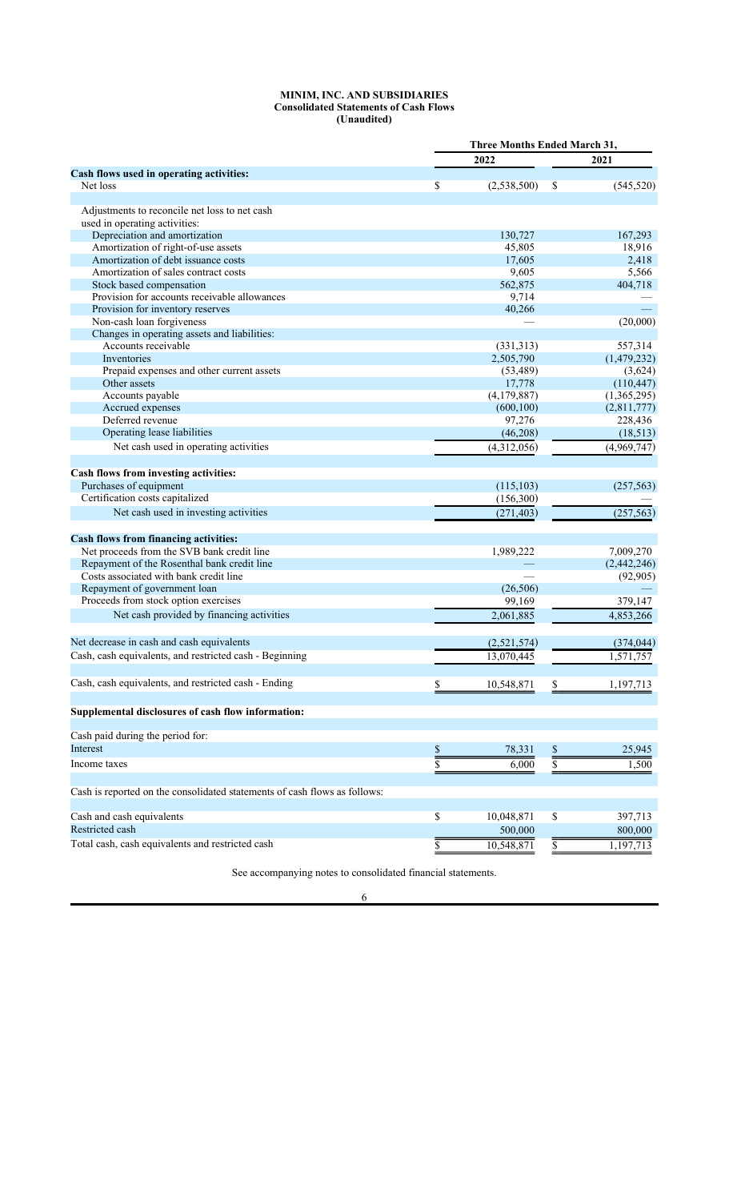**MINIM, INC. AND SUBSIDIARIES**
**Consolidated Statements of Cash Flows**
**(Unaudited)**

| | Three Months Ended March 31, | |
|---|---|---|
| | 2022 | 2021 |
| **Cash flows used in operating activities:** | | |
| Net loss | $ (2,538,500) | $ (545,520) |
| Adjustments to reconcile net loss to net cash used in operating activities: | | |
| Depreciation and amortization | 130,727 | 167,293 |
| Amortization of right-of-use assets | 45,805 | 18,916 |
| Amortization of debt issuance costs | 17,605 | 2,418 |
| Amortization of sales contract costs | 9,605 | 5,566 |
| Stock based compensation | 562,875 | 404,718 |
| Provision for accounts receivable allowances | 9,714 | — |
| Provision for inventory reserves | 40,266 | — |
| Non-cash loan forgiveness | — | (20,000) |
| Changes in operating assets and liabilities: | | |
| Accounts receivable | (331,313) | 557,314 |
| Inventories | 2,505,790 | (1,479,232) |
| Prepaid expenses and other current assets | (53,489) | (3,624) |
| Other assets | 17,778 | (110,447) |
| Accounts payable | (4,179,887) | (1,365,295) |
| Accrued expenses | (600,100) | (2,811,777) |
| Deferred revenue | 97,276 | 228,436 |
| Operating lease liabilities | (46,208) | (18,513) |
| Net cash used in operating activities | (4,312,056) | (4,969,747) |
| **Cash flows from investing activities:** | | |
| Purchases of equipment | (115,103) | (257,563) |
| Certification costs capitalized | (156,300) | — |
| Net cash used in investing activities | (271,403) | (257,563) |
| **Cash flows from financing activities:** | | |
| Net proceeds from the SVB bank credit line | 1,989,222 | 7,009,270 |
| Repayment of the Rosenthal bank credit line | — | (2,442,246) |
| Costs associated with bank credit line | — | (92,905) |
| Repayment of government loan | (26,506) | — |
| Proceeds from stock option exercises | 99,169 | 379,147 |
| Net cash provided by financing activities | 2,061,885 | 4,853,266 |
| Net decrease in cash and cash equivalents | (2,521,574) | (374,044) |
| Cash, cash equivalents, and restricted cash - Beginning | 13,070,445 | 1,571,757 |
| Cash, cash equivalents, and restricted cash - Ending | $ 10,548,871 | $ 1,197,713 |
| **Supplemental disclosures of cash flow information:** | | |
| Cash paid during the period for: | | |
| Interest | $ 78,331 | $ 25,945 |
| Income taxes | $ 6,000 | $ 1,500 |
| Cash is reported on the consolidated statements of cash flows as follows: | | |
| Cash and cash equivalents | $ 10,048,871 | $ 397,713 |
| Restricted cash | 500,000 | 800,000 |
| Total cash, cash equivalents and restricted cash | $ 10,548,871 | $ 1,197,713 |

See accompanying notes to consolidated financial statements.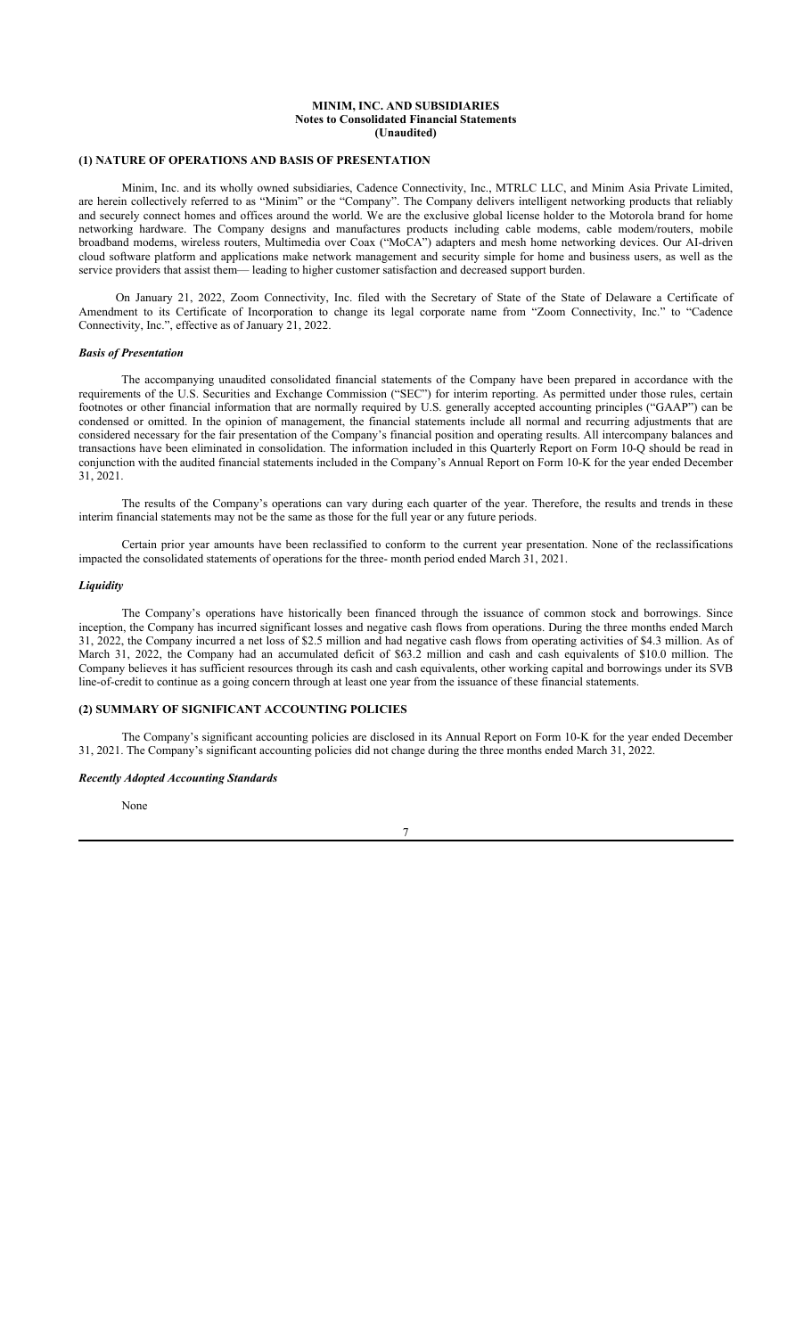**MINIM, INC. AND SUBSIDIARIES**
**Notes to Consolidated Financial Statements**
**(Unaudited)**

## (1) NATURE OF OPERATIONS AND BASIS OF PRESENTATION

Minim, Inc. and its wholly owned subsidiaries, Cadence Connectivity, Inc., MTRLC LLC, and Minim Asia Private Limited, are herein collectively referred to as "Minim" or the "Company". The Company delivers intelligent networking products that reliably and securely connect homes and offices around the world. We are the exclusive global license holder to the Motorola brand for home networking hardware. The Company designs and manufactures products including cable modems, cable modem/routers, mobile broadband modems, wireless routers, Multimedia over Coax ("MoCA") adapters and mesh home networking devices. Our AI-driven cloud software platform and applications make network management and security simple for home and business users, as well as the service providers that assist them— leading to higher customer satisfaction and decreased support burden.

On January 21, 2022, Zoom Connectivity, Inc. filed with the Secretary of State of the State of Delaware a Certificate of Amendment to its Certificate of Incorporation to change its legal corporate name from "Zoom Connectivity, Inc." to "Cadence Connectivity, Inc.", effective as of January 21, 2022.

### *Basis of Presentation*

The accompanying unaudited consolidated financial statements of the Company have been prepared in accordance with the requirements of the U.S. Securities and Exchange Commission ("SEC") for interim reporting. As permitted under those rules, certain footnotes or other financial information that are normally required by U.S. generally accepted accounting principles ("GAAP") can be condensed or omitted. In the opinion of management, the financial statements include all normal and recurring adjustments that are considered necessary for the fair presentation of the Company's financial position and operating results. All intercompany balances and transactions have been eliminated in consolidation. The information included in this Quarterly Report on Form 10-Q should be read in conjunction with the audited financial statements included in the Company's Annual Report on Form 10-K for the year ended December 31, 2021.

The results of the Company's operations can vary during each quarter of the year. Therefore, the results and trends in these interim financial statements may not be the same as those for the full year or any future periods.

Certain prior year amounts have been reclassified to conform to the current year presentation. None of the reclassifications impacted the consolidated statements of operations for the three- month period ended March 31, 2021.

### *Liquidity*

The Company's operations have historically been financed through the issuance of common stock and borrowings. Since inception, the Company has incurred significant losses and negative cash flows from operations. During the three months ended March 31, 2022, the Company incurred a net loss of $2.5 million and had negative cash flows from operating activities of $4.3 million. As of March 31, 2022, the Company had an accumulated deficit of $63.2 million and cash and cash equivalents of $10.0 million. The Company believes it has sufficient resources through its cash and cash equivalents, other working capital and borrowings under its SVB line-of-credit to continue as a going concern through at least one year from the issuance of these financial statements.

## (2) SUMMARY OF SIGNIFICANT ACCOUNTING POLICIES

The Company's significant accounting policies are disclosed in its Annual Report on Form 10-K for the year ended December 31, 2021. The Company's significant accounting policies did not change during the three months ended March 31, 2022.

### *Recently Adopted Accounting Standards*

None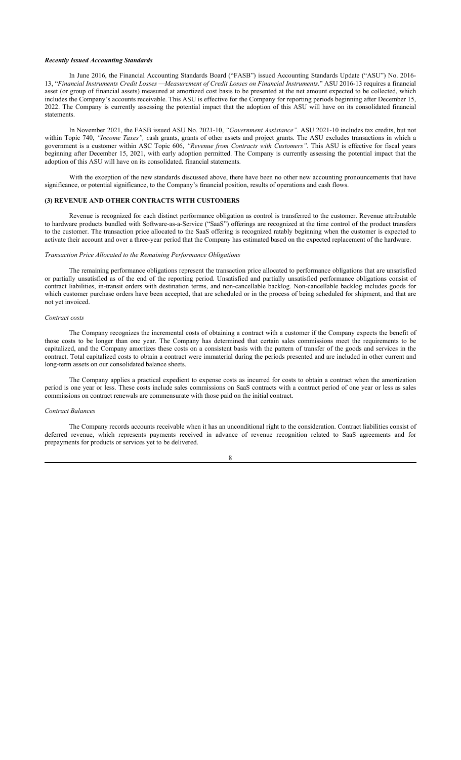### *Recently Issued Accounting Standards*

In June 2016, the Financial Accounting Standards Board ("FASB") issued Accounting Standards Update ("ASU") No. 2016-13, "*Financial Instruments Credit Losses —Measurement of Credit Losses on Financial Instruments*." ASU 2016-13 requires a financial asset (or group of financial assets) measured at amortized cost basis to be presented at the net amount expected to be collected, which includes the Company's accounts receivable. This ASU is effective for the Company for reporting periods beginning after December 15, 2022. The Company is currently assessing the potential impact that the adoption of this ASU will have on its consolidated financial statements.

In November 2021, the FASB issued ASU No. 2021-10, *"Government Assistance"*. ASU 2021-10 includes tax credits, but not within Topic 740, *"Income Taxes",* cash grants, grants of other assets and project grants. The ASU excludes transactions in which a government is a customer within ASC Topic 606, *"Revenue from Contracts with Customers".* This ASU is effective for fiscal years beginning after December 15, 2021, with early adoption permitted. The Company is currently assessing the potential impact that the adoption of this ASU will have on its consolidated. financial statements.

With the exception of the new standards discussed above, there have been no other new accounting pronouncements that have significance, or potential significance, to the Company's financial position, results of operations and cash flows.

## (3) REVENUE AND OTHER CONTRACTS WITH CUSTOMERS

Revenue is recognized for each distinct performance obligation as control is transferred to the customer. Revenue attributable to hardware products bundled with Software-as-a-Service ("SaaS") offerings are recognized at the time control of the product transfers to the customer. The transaction price allocated to the SaaS offering is recognized ratably beginning when the customer is expected to activate their account and over a three-year period that the Company has estimated based on the expected replacement of the hardware.

### *Transaction Price Allocated to the Remaining Performance Obligations*

The remaining performance obligations represent the transaction price allocated to performance obligations that are unsatisfied or partially unsatisfied as of the end of the reporting period. Unsatisfied and partially unsatisfied performance obligations consist of contract liabilities, in-transit orders with destination terms, and non-cancellable backlog. Non-cancellable backlog includes goods for which customer purchase orders have been accepted, that are scheduled or in the process of being scheduled for shipment, and that are not yet invoiced.

### *Contract costs*

The Company recognizes the incremental costs of obtaining a contract with a customer if the Company expects the benefit of those costs to be longer than one year. The Company has determined that certain sales commissions meet the requirements to be capitalized, and the Company amortizes these costs on a consistent basis with the pattern of transfer of the goods and services in the contract. Total capitalized costs to obtain a contract were immaterial during the periods presented and are included in other current and long-term assets on our consolidated balance sheets.

The Company applies a practical expedient to expense costs as incurred for costs to obtain a contract when the amortization period is one year or less. These costs include sales commissions on SaaS contracts with a contract period of one year or less as sales commissions on contract renewals are commensurate with those paid on the initial contract.

### *Contract Balances*

The Company records accounts receivable when it has an unconditional right to the consideration. Contract liabilities consist of deferred revenue, which represents payments received in advance of revenue recognition related to SaaS agreements and for prepayments for products or services yet to be delivered.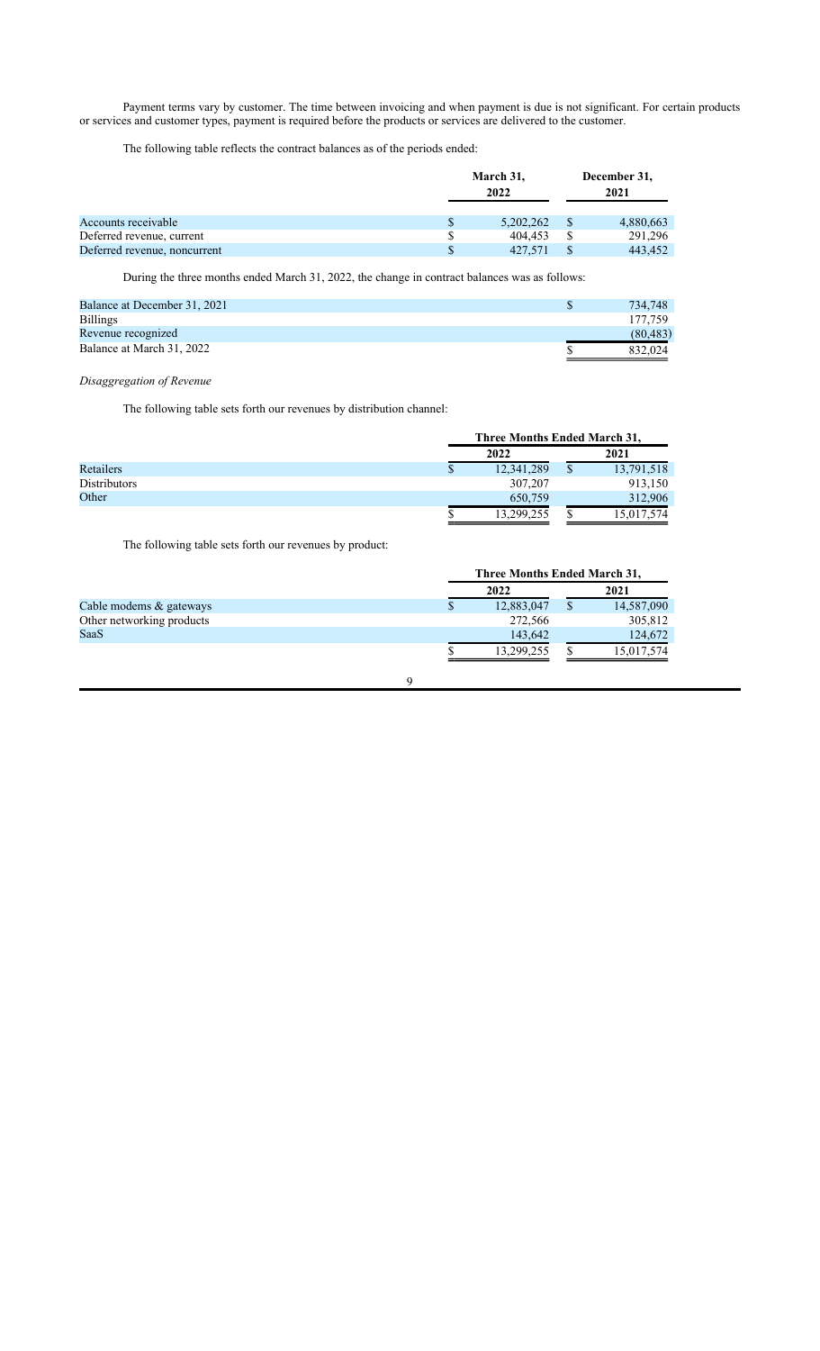Payment terms vary by customer. The time between invoicing and when payment is due is not significant. For certain products or services and customer types, payment is required before the products or services are delivered to the customer.

The following table reflects the contract balances as of the periods ended:

| | March 31, 2022 | December 31, 2021 |
|---|---|---|
| Accounts receivable | $ 5,202,262 | $ 4,880,663 |
| Deferred revenue, current | $ 404,453 | $ 291,296 |
| Deferred revenue, noncurrent | $ 427,571 | $ 443,452 |

During the three months ended March 31, 2022, the change in contract balances was as follows:

| | |
|---|---|
| Balance at December 31, 2021 | $ 734,748 |
| Billings | 177,759 |
| Revenue recognized | (80,483) |
| Balance at March 31, 2022 | $ 832,024 |

*Disaggregation of Revenue*

The following table sets forth our revenues by distribution channel:

| | Three Months Ended March 31, | |
|---|---|---|
| | 2022 | 2021 |
| Retailers | $ 12,341,289 | $ 13,791,518 |
| Distributors | 307,207 | 913,150 |
| Other | 650,759 | 312,906 |
| | $ 13,299,255 | $ 15,017,574 |

The following table sets forth our revenues by product:

| | Three Months Ended March 31, | |
|---|---|---|
| | 2022 | 2021 |
| Cable modems & gateways | $ 12,883,047 | $ 14,587,090 |
| Other networking products | 272,566 | 305,812 |
| SaaS | 143,642 | 124,672 |
| | $ 13,299,255 | $ 15,017,574 |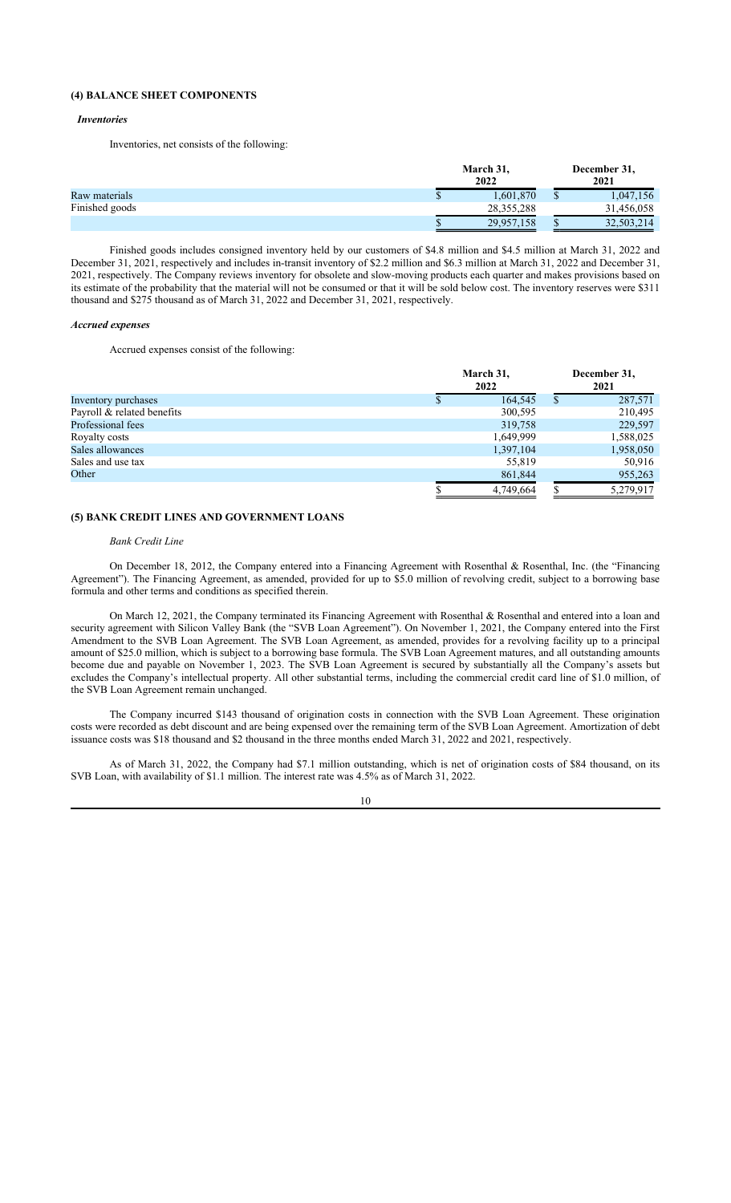### (4) BALANCE SHEET COMPONENTS

***Inventories***

Inventories, net consists of the following:

| | March 31, 2022 | December 31, 2021 |
|---|---|---|
| Raw materials | $ 1,601,870 | $ 1,047,156 |
| Finished goods | 28,355,288 | 31,456,058 |
| | $ 29,957,158 | $ 32,503,214 |

Finished goods includes consigned inventory held by our customers of $4.8 million and $4.5 million at March 31, 2022 and December 31, 2021, respectively and includes in-transit inventory of $2.2 million and $6.3 million at March 31, 2022 and December 31, 2021, respectively. The Company reviews inventory for obsolete and slow-moving products each quarter and makes provisions based on its estimate of the probability that the material will not be consumed or that it will be sold below cost. The inventory reserves were $311 thousand and $275 thousand as of March 31, 2022 and December 31, 2021, respectively.

***Accrued expenses***

Accrued expenses consist of the following:

| | March 31, 2022 | December 31, 2021 |
|---|---|---|
| Inventory purchases | $ 164,545 | $ 287,571 |
| Payroll & related benefits | 300,595 | 210,495 |
| Professional fees | 319,758 | 229,597 |
| Royalty costs | 1,649,999 | 1,588,025 |
| Sales allowances | 1,397,104 | 1,958,050 |
| Sales and use tax | 55,819 | 50,916 |
| Other | 861,844 | 955,263 |
| | $ 4,749,664 | $ 5,279,917 |

### (5) BANK CREDIT LINES AND GOVERNMENT LOANS

*Bank Credit Line*

On December 18, 2012, the Company entered into a Financing Agreement with Rosenthal & Rosenthal, Inc. (the "Financing Agreement"). The Financing Agreement, as amended, provided for up to $5.0 million of revolving credit, subject to a borrowing base formula and other terms and conditions as specified therein.

On March 12, 2021, the Company terminated its Financing Agreement with Rosenthal & Rosenthal and entered into a loan and security agreement with Silicon Valley Bank (the "SVB Loan Agreement"). On November 1, 2021, the Company entered into the First Amendment to the SVB Loan Agreement. The SVB Loan Agreement, as amended, provides for a revolving facility up to a principal amount of $25.0 million, which is subject to a borrowing base formula. The SVB Loan Agreement matures, and all outstanding amounts become due and payable on November 1, 2023. The SVB Loan Agreement is secured by substantially all the Company's assets but excludes the Company's intellectual property. All other substantial terms, including the commercial credit card line of $1.0 million, of the SVB Loan Agreement remain unchanged.

The Company incurred $143 thousand of origination costs in connection with the SVB Loan Agreement. These origination costs were recorded as debt discount and are being expensed over the remaining term of the SVB Loan Agreement. Amortization of debt issuance costs was $18 thousand and $2 thousand in the three months ended March 31, 2022 and 2021, respectively.

As of March 31, 2022, the Company had $7.1 million outstanding, which is net of origination costs of $84 thousand, on its SVB Loan, with availability of $1.1 million. The interest rate was 4.5% as of March 31, 2022.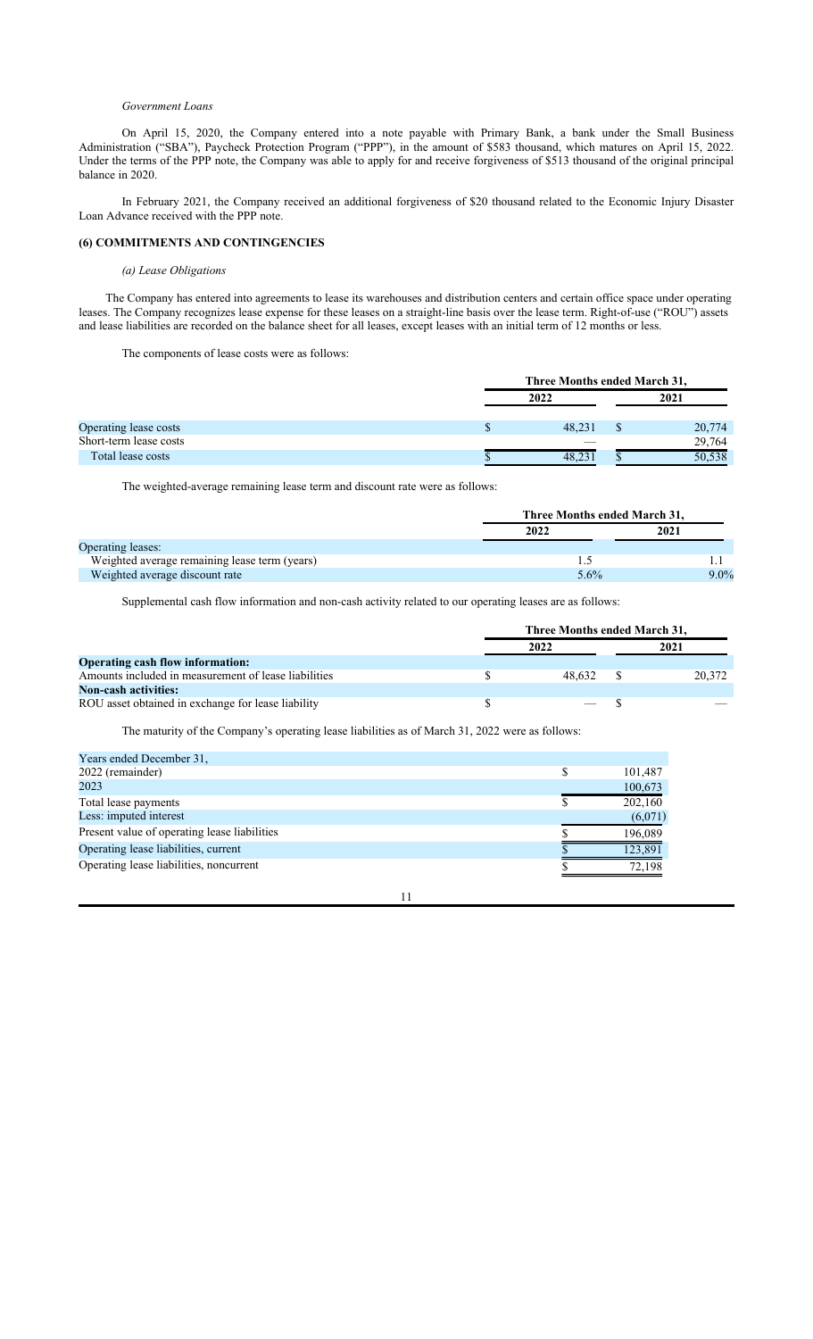*Government Loans*

On April 15, 2020, the Company entered into a note payable with Primary Bank, a bank under the Small Business Administration ("SBA"), Paycheck Protection Program ("PPP"), in the amount of $583 thousand, which matures on April 15, 2022. Under the terms of the PPP note, the Company was able to apply for and receive forgiveness of $513 thousand of the original principal balance in 2020.

In February 2021, the Company received an additional forgiveness of $20 thousand related to the Economic Injury Disaster Loan Advance received with the PPP note.

## (6) COMMITMENTS AND CONTINGENCIES

*(a) Lease Obligations*

The Company has entered into agreements to lease its warehouses and distribution centers and certain office space under operating leases. The Company recognizes lease expense for these leases on a straight-line basis over the lease term. Right-of-use ("ROU") assets and lease liabilities are recorded on the balance sheet for all leases, except leases with an initial term of 12 months or less.

The components of lease costs were as follows:

| | Three Months ended March 31, | |
|---|---|---|
| | 2022 | 2021 |
| Operating lease costs | $ 48,231 | $ 20,774 |
| Short-term lease costs | — | 29,764 |
| Total lease costs | $ 48,231 | $ 50,538 |

The weighted-average remaining lease term and discount rate were as follows:

| | Three Months ended March 31, | |
|---|---|---|
| | 2022 | 2021 |
| Operating leases: | | |
| Weighted average remaining lease term (years) | 1.5 | 1.1 |
| Weighted average discount rate | 5.6% | 9.0% |

Supplemental cash flow information and non-cash activity related to our operating leases are as follows:

| | Three Months ended March 31, | |
|---|---|---|
| | 2022 | 2021 |
| **Operating cash flow information:** | | |
| Amounts included in measurement of lease liabilities | $ 48,632 | $ 20,372 |
| **Non-cash activities:** | | |
| ROU asset obtained in exchange for lease liability | $ — | $ — |

The maturity of the Company's operating lease liabilities as of March 31, 2022 were as follows:

| | |
|---|---|
| Years ended December 31, | |
| 2022 (remainder) | $ 101,487 |
| 2023 | 100,673 |
| Total lease payments | $ 202,160 |
| Less: imputed interest | (6,071) |
| Present value of operating lease liabilities | $ 196,089 |
| Operating lease liabilities, current | $ 123,891 |
| Operating lease liabilities, noncurrent | $ 72,198 |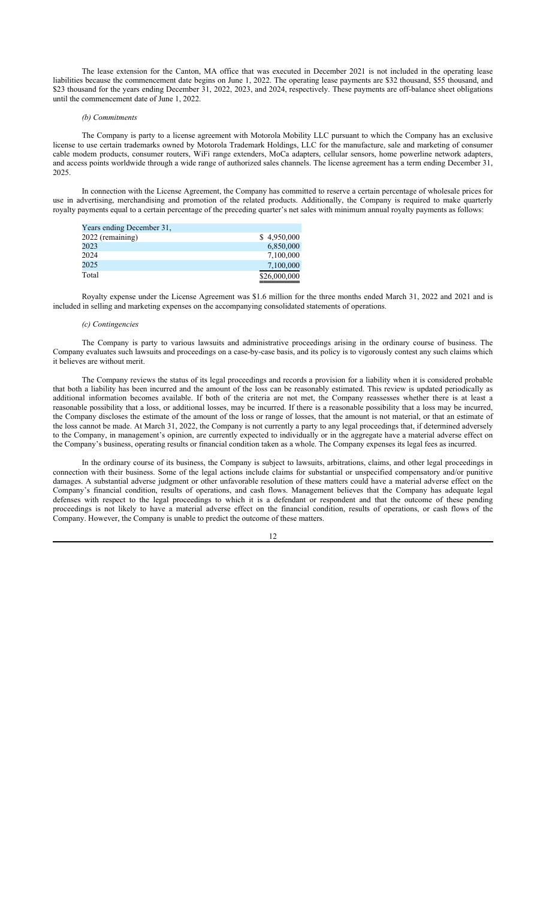The lease extension for the Canton, MA office that was executed in December 2021 is not included in the operating lease liabilities because the commencement date begins on June 1, 2022. The operating lease payments are $32 thousand, $55 thousand, and $23 thousand for the years ending December 31, 2022, 2023, and 2024, respectively. These payments are off-balance sheet obligations until the commencement date of June 1, 2022.

*(b) Commitments*

The Company is party to a license agreement with Motorola Mobility LLC pursuant to which the Company has an exclusive license to use certain trademarks owned by Motorola Trademark Holdings, LLC for the manufacture, sale and marketing of consumer cable modem products, consumer routers, WiFi range extenders, MoCa adapters, cellular sensors, home powerline network adapters, and access points worldwide through a wide range of authorized sales channels. The license agreement has a term ending December 31, 2025.

In connection with the License Agreement, the Company has committed to reserve a certain percentage of wholesale prices for use in advertising, merchandising and promotion of the related products. Additionally, the Company is required to make quarterly royalty payments equal to a certain percentage of the preceding quarter's net sales with minimum annual royalty payments as follows:

| Years ending December 31, | |
|---|---|
| 2022 (remaining) | $ 4,950,000 |
| 2023 | 6,850,000 |
| 2024 | 7,100,000 |
| 2025 | 7,100,000 |
| Total | $26,000,000 |

Royalty expense under the License Agreement was $1.6 million for the three months ended March 31, 2022 and 2021 and is included in selling and marketing expenses on the accompanying consolidated statements of operations.

*(c) Contingencies*

The Company is party to various lawsuits and administrative proceedings arising in the ordinary course of business. The Company evaluates such lawsuits and proceedings on a case-by-case basis, and its policy is to vigorously contest any such claims which it believes are without merit.

The Company reviews the status of its legal proceedings and records a provision for a liability when it is considered probable that both a liability has been incurred and the amount of the loss can be reasonably estimated. This review is updated periodically as additional information becomes available. If both of the criteria are not met, the Company reassesses whether there is at least a reasonable possibility that a loss, or additional losses, may be incurred. If there is a reasonable possibility that a loss may be incurred, the Company discloses the estimate of the amount of the loss or range of losses, that the amount is not material, or that an estimate of the loss cannot be made. At March 31, 2022, the Company is not currently a party to any legal proceedings that, if determined adversely to the Company, in management's opinion, are currently expected to individually or in the aggregate have a material adverse effect on the Company's business, operating results or financial condition taken as a whole. The Company expenses its legal fees as incurred.

In the ordinary course of its business, the Company is subject to lawsuits, arbitrations, claims, and other legal proceedings in connection with their business. Some of the legal actions include claims for substantial or unspecified compensatory and/or punitive damages. A substantial adverse judgment or other unfavorable resolution of these matters could have a material adverse effect on the Company's financial condition, results of operations, and cash flows. Management believes that the Company has adequate legal defenses with respect to the legal proceedings to which it is a defendant or respondent and that the outcome of these pending proceedings is not likely to have a material adverse effect on the financial condition, results of operations, or cash flows of the Company. However, the Company is unable to predict the outcome of these matters.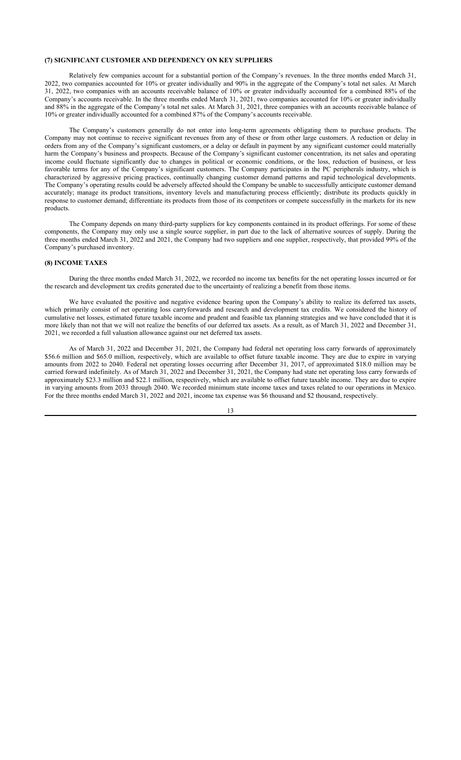**(7) SIGNIFICANT CUSTOMER AND DEPENDENCY ON KEY SUPPLIERS**

Relatively few companies account for a substantial portion of the Company's revenues. In the three months ended March 31, 2022, two companies accounted for 10% or greater individually and 90% in the aggregate of the Company's total net sales. At March 31, 2022, two companies with an accounts receivable balance of 10% or greater individually accounted for a combined 88% of the Company's accounts receivable. In the three months ended March 31, 2021, two companies accounted for 10% or greater individually and 88% in the aggregate of the Company's total net sales. At March 31, 2021, three companies with an accounts receivable balance of 10% or greater individually accounted for a combined 87% of the Company's accounts receivable.

The Company's customers generally do not enter into long-term agreements obligating them to purchase products. The Company may not continue to receive significant revenues from any of these or from other large customers. A reduction or delay in orders from any of the Company's significant customers, or a delay or default in payment by any significant customer could materially harm the Company's business and prospects. Because of the Company's significant customer concentration, its net sales and operating income could fluctuate significantly due to changes in political or economic conditions, or the loss, reduction of business, or less favorable terms for any of the Company's significant customers. The Company participates in the PC peripherals industry, which is characterized by aggressive pricing practices, continually changing customer demand patterns and rapid technological developments. The Company's operating results could be adversely affected should the Company be unable to successfully anticipate customer demand accurately; manage its product transitions, inventory levels and manufacturing process efficiently; distribute its products quickly in response to customer demand; differentiate its products from those of its competitors or compete successfully in the markets for its new products.

The Company depends on many third-party suppliers for key components contained in its product offerings. For some of these components, the Company may only use a single source supplier, in part due to the lack of alternative sources of supply. During the three months ended March 31, 2022 and 2021, the Company had two suppliers and one supplier, respectively, that provided 99% of the Company's purchased inventory.

**(8) INCOME TAXES**

During the three months ended March 31, 2022, we recorded no income tax benefits for the net operating losses incurred or for the research and development tax credits generated due to the uncertainty of realizing a benefit from those items.

We have evaluated the positive and negative evidence bearing upon the Company's ability to realize its deferred tax assets, which primarily consist of net operating loss carryforwards and research and development tax credits. We considered the history of cumulative net losses, estimated future taxable income and prudent and feasible tax planning strategies and we have concluded that it is more likely than not that we will not realize the benefits of our deferred tax assets. As a result, as of March 31, 2022 and December 31, 2021, we recorded a full valuation allowance against our net deferred tax assets.

As of March 31, 2022 and December 31, 2021, the Company had federal net operating loss carry forwards of approximately $56.6 million and $65.0 million, respectively, which are available to offset future taxable income. They are due to expire in varying amounts from 2022 to 2040. Federal net operating losses occurring after December 31, 2017, of approximated $18.0 million may be carried forward indefinitely. As of March 31, 2022 and December 31, 2021, the Company had state net operating loss carry forwards of approximately $23.3 million and $22.1 million, respectively, which are available to offset future taxable income. They are due to expire in varying amounts from 2033 through 2040. We recorded minimum state income taxes and taxes related to our operations in Mexico. For the three months ended March 31, 2022 and 2021, income tax expense was $6 thousand and $2 thousand, respectively.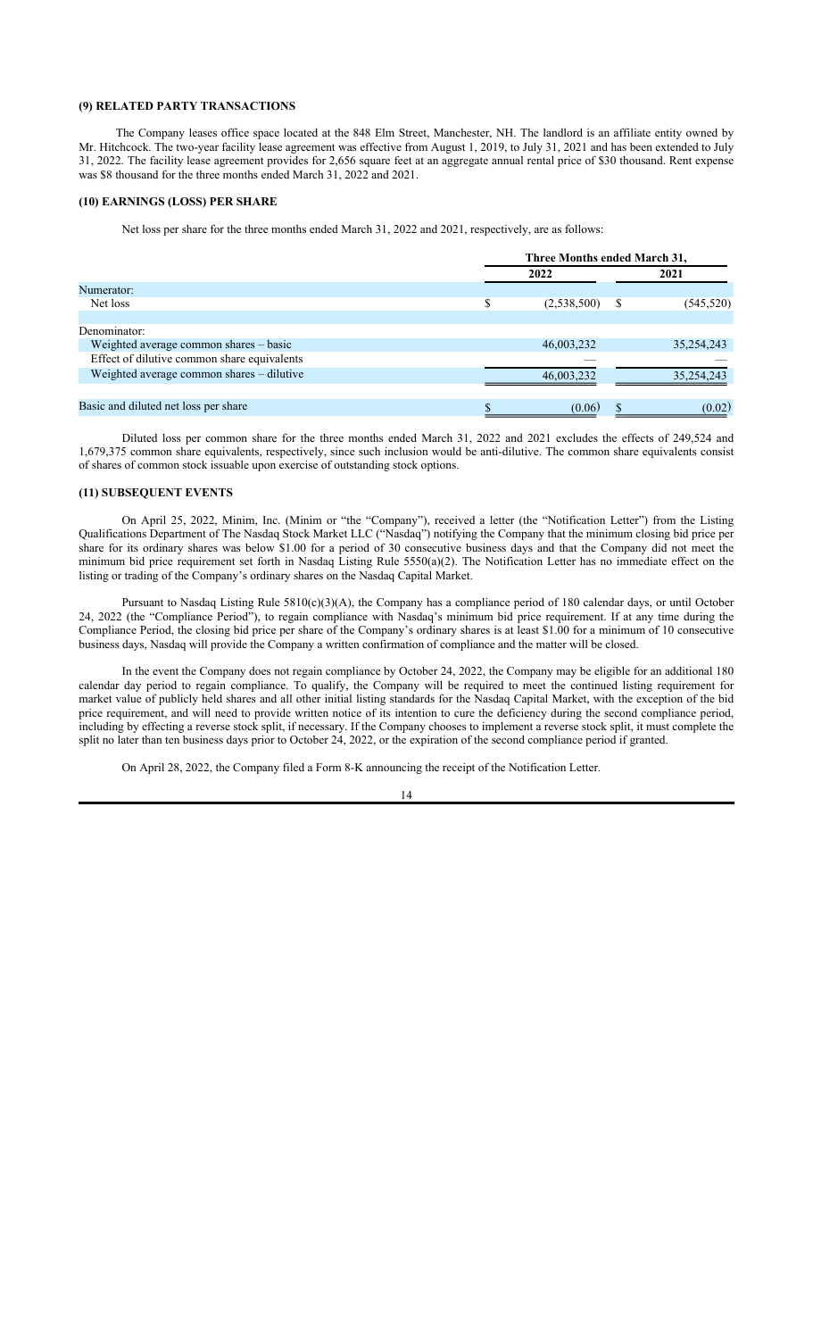### (9) RELATED PARTY TRANSACTIONS

The Company leases office space located at the 848 Elm Street, Manchester, NH. The landlord is an affiliate entity owned by Mr. Hitchcock. The two-year facility lease agreement was effective from August 1, 2019, to July 31, 2021 and has been extended to July 31, 2022. The facility lease agreement provides for 2,656 square feet at an aggregate annual rental price of $30 thousand. Rent expense was $8 thousand for the three months ended March 31, 2022 and 2021.

### (10) EARNINGS (LOSS) PER SHARE

Net loss per share for the three months ended March 31, 2022 and 2021, respectively, are as follows:

| | Three Months ended March 31, | |
|---|---|---|
| | 2022 | 2021 |
| Numerator: | | |
| Net loss | $ (2,538,500) | $ (545,520) |
| | | |
| Denominator: | | |
| Weighted average common shares – basic | 46,003,232 | 35,254,243 |
| Effect of dilutive common share equivalents | — | — |
| Weighted average common shares – dilutive | 46,003,232 | 35,254,243 |
| | | |
| Basic and diluted net loss per share | $ (0.06) | $ (0.02) |

Diluted loss per common share for the three months ended March 31, 2022 and 2021 excludes the effects of 249,524 and 1,679,375 common share equivalents, respectively, since such inclusion would be anti-dilutive. The common share equivalents consist of shares of common stock issuable upon exercise of outstanding stock options.

### (11) SUBSEQUENT EVENTS

On April 25, 2022, Minim, Inc. (Minim or "the "Company"), received a letter (the "Notification Letter") from the Listing Qualifications Department of The Nasdaq Stock Market LLC ("Nasdaq") notifying the Company that the minimum closing bid price per share for its ordinary shares was below $1.00 for a period of 30 consecutive business days and that the Company did not meet the minimum bid price requirement set forth in Nasdaq Listing Rule 5550(a)(2). The Notification Letter has no immediate effect on the listing or trading of the Company's ordinary shares on the Nasdaq Capital Market.

Pursuant to Nasdaq Listing Rule 5810(c)(3)(A), the Company has a compliance period of 180 calendar days, or until October 24, 2022 (the "Compliance Period"), to regain compliance with Nasdaq's minimum bid price requirement. If at any time during the Compliance Period, the closing bid price per share of the Company's ordinary shares is at least $1.00 for a minimum of 10 consecutive business days, Nasdaq will provide the Company a written confirmation of compliance and the matter will be closed.

In the event the Company does not regain compliance by October 24, 2022, the Company may be eligible for an additional 180 calendar day period to regain compliance. To qualify, the Company will be required to meet the continued listing requirement for market value of publicly held shares and all other initial listing standards for the Nasdaq Capital Market, with the exception of the bid price requirement, and will need to provide written notice of its intention to cure the deficiency during the second compliance period, including by effecting a reverse stock split, if necessary. If the Company chooses to implement a reverse stock split, it must complete the split no later than ten business days prior to October 24, 2022, or the expiration of the second compliance period if granted.

On April 28, 2022, the Company filed a Form 8-K announcing the receipt of the Notification Letter.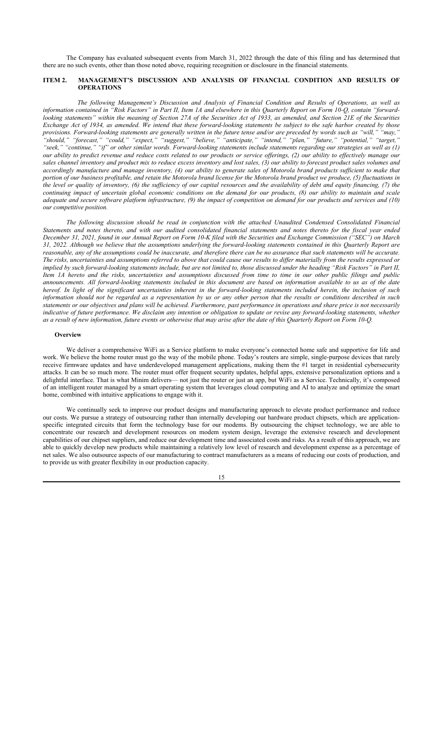The Company has evaluated subsequent events from March 31, 2022 through the date of this filing and has determined that there are no such events, other than those noted above, requiring recognition or disclosure in the financial statements.

## ITEM 2. MANAGEMENT'S DISCUSSION AND ANALYSIS OF FINANCIAL CONDITION AND RESULTS OF OPERATIONS

*The following Management's Discussion and Analysis of Financial Condition and Results of Operations, as well as information contained in "Risk Factors" in Part II, Item 1A and elsewhere in this Quarterly Report on Form 10-Q, contain "forward-looking statements" within the meaning of Section 27A of the Securities Act of 1933, as amended, and Section 21E of the Securities Exchange Act of 1934, as amended. We intend that these forward-looking statements be subject to the safe harbor created by those provisions. Forward-looking statements are generally written in the future tense and/or are preceded by words such as "will," "may," "should," "forecast," "could," "expect," "suggest," "believe," "anticipate," "intend," "plan," "future," "potential," "target," "seek," "continue," "if" or other similar words. Forward-looking statements include statements regarding our strategies as well as (1) our ability to predict revenue and reduce costs related to our products or service offerings, (2) our ability to effectively manage our sales channel inventory and product mix to reduce excess inventory and lost sales, (3) our ability to forecast product sales volumes and accordingly manufacture and manage inventory, (4) our ability to generate sales of Motorola brand products sufficient to make that portion of our business profitable, and retain the Motorola brand license for the Motorola brand product we produce, (5) fluctuations in the level or quality of inventory, (6) the sufficiency of our capital resources and the availability of debt and equity financing, (7) the continuing impact of uncertain global economic conditions on the demand for our products, (8) our ability to maintain and scale adequate and secure software platform infrastructure, (9) the impact of competition on demand for our products and services and (10) our competitive position.*

*The following discussion should be read in conjunction with the attached Unaudited Condensed Consolidated Financial Statements and notes thereto, and with our audited consolidated financial statements and notes thereto for the fiscal year ended December 31, 2021, found in our Annual Report on Form 10-K filed with the Securities and Exchange Commission ("SEC") on March 31, 2022. Although we believe that the assumptions underlying the forward-looking statements contained in this Quarterly Report are reasonable, any of the assumptions could be inaccurate, and therefore there can be no assurance that such statements will be accurate. The risks, uncertainties and assumptions referred to above that could cause our results to differ materially from the results expressed or implied by such forward-looking statements include, but are not limited to, those discussed under the heading "Risk Factors" in Part II, Item 1A hereto and the risks, uncertainties and assumptions discussed from time to time in our other public filings and public announcements. All forward-looking statements included in this document are based on information available to us as of the date hereof. In light of the significant uncertainties inherent in the forward-looking statements included herein, the inclusion of such information should not be regarded as a representation by us or any other person that the results or conditions described in such statements or our objectives and plans will be achieved. Furthermore, past performance in operations and share price is not necessarily indicative of future performance. We disclaim any intention or obligation to update or revise any forward-looking statements, whether as a result of new information, future events or otherwise that may arise after the date of this Quarterly Report on Form 10-Q.*

### Overview

We deliver a comprehensive WiFi as a Service platform to make everyone's connected home safe and supportive for life and work. We believe the home router must go the way of the mobile phone. Today's routers are simple, single-purpose devices that rarely receive firmware updates and have underdeveloped management applications, making them the #1 target in residential cybersecurity attacks. It can be so much more. The router must offer frequent security updates, helpful apps, extensive personalization options and a delightful interface. That is what Minim delivers— not just the router or just an app, but WiFi as a Service. Technically, it's composed of an intelligent router managed by a smart operating system that leverages cloud computing and AI to analyze and optimize the smart home, combined with intuitive applications to engage with it.

We continually seek to improve our product designs and manufacturing approach to elevate product performance and reduce our costs. We pursue a strategy of outsourcing rather than internally developing our hardware product chipsets, which are application-specific integrated circuits that form the technology base for our modems. By outsourcing the chipset technology, we are able to concentrate our research and development resources on modem system design, leverage the extensive research and development capabilities of our chipset suppliers, and reduce our development time and associated costs and risks. As a result of this approach, we are able to quickly develop new products while maintaining a relatively low level of research and development expense as a percentage of net sales. We also outsource aspects of our manufacturing to contract manufacturers as a means of reducing our costs of production, and to provide us with greater flexibility in our production capacity.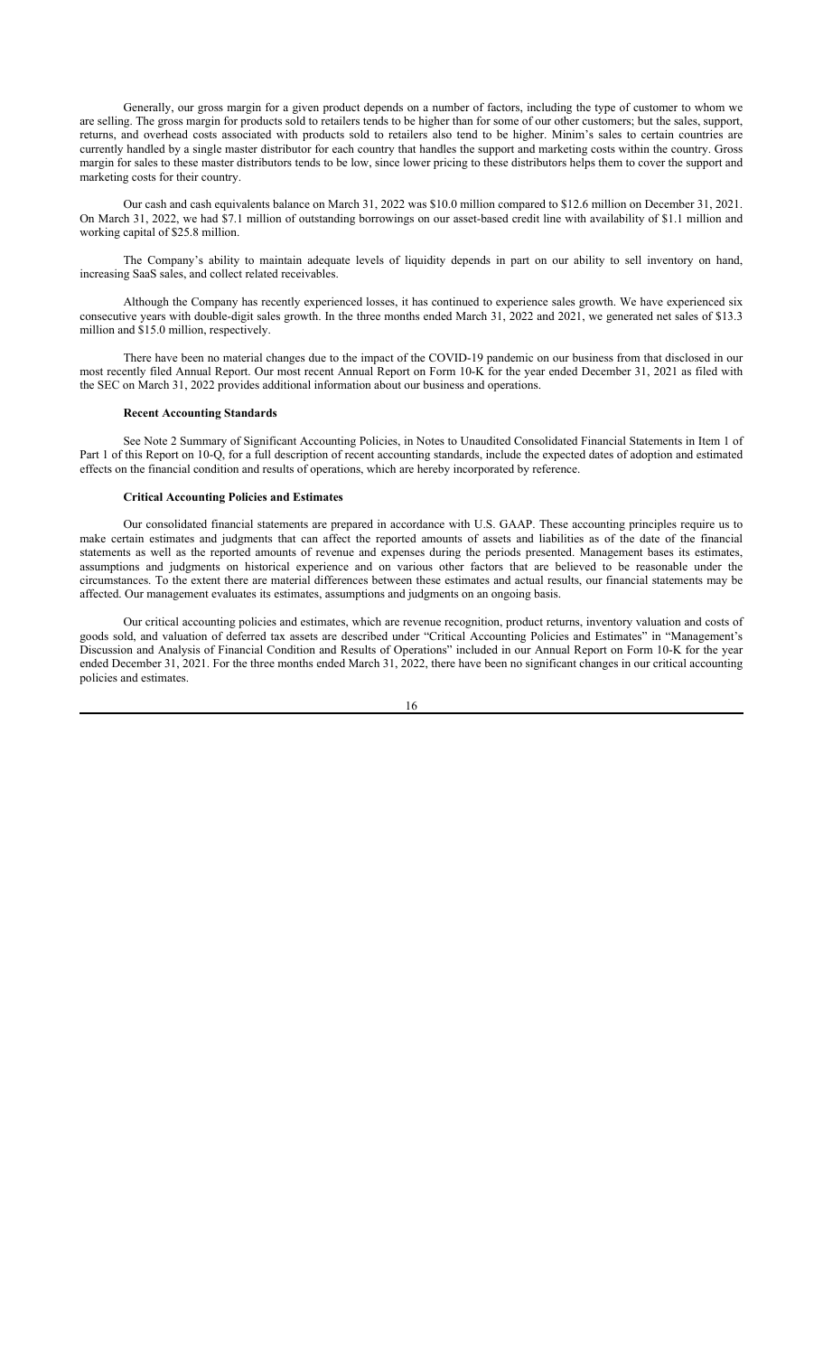Generally, our gross margin for a given product depends on a number of factors, including the type of customer to whom we are selling. The gross margin for products sold to retailers tends to be higher than for some of our other customers; but the sales, support, returns, and overhead costs associated with products sold to retailers also tend to be higher. Minim's sales to certain countries are currently handled by a single master distributor for each country that handles the support and marketing costs within the country. Gross margin for sales to these master distributors tends to be low, since lower pricing to these distributors helps them to cover the support and marketing costs for their country.

Our cash and cash equivalents balance on March 31, 2022 was $10.0 million compared to $12.6 million on December 31, 2021. On March 31, 2022, we had $7.1 million of outstanding borrowings on our asset-based credit line with availability of $1.1 million and working capital of $25.8 million.

The Company's ability to maintain adequate levels of liquidity depends in part on our ability to sell inventory on hand, increasing SaaS sales, and collect related receivables.

Although the Company has recently experienced losses, it has continued to experience sales growth. We have experienced six consecutive years with double-digit sales growth. In the three months ended March 31, 2022 and 2021, we generated net sales of $13.3 million and $15.0 million, respectively.

There have been no material changes due to the impact of the COVID-19 pandemic on our business from that disclosed in our most recently filed Annual Report. Our most recent Annual Report on Form 10-K for the year ended December 31, 2021 as filed with the SEC on March 31, 2022 provides additional information about our business and operations.

**Recent Accounting Standards**

See Note 2 Summary of Significant Accounting Policies, in Notes to Unaudited Consolidated Financial Statements in Item 1 of Part 1 of this Report on 10-Q, for a full description of recent accounting standards, include the expected dates of adoption and estimated effects on the financial condition and results of operations, which are hereby incorporated by reference.

**Critical Accounting Policies and Estimates**

Our consolidated financial statements are prepared in accordance with U.S. GAAP. These accounting principles require us to make certain estimates and judgments that can affect the reported amounts of assets and liabilities as of the date of the financial statements as well as the reported amounts of revenue and expenses during the periods presented. Management bases its estimates, assumptions and judgments on historical experience and on various other factors that are believed to be reasonable under the circumstances. To the extent there are material differences between these estimates and actual results, our financial statements may be affected. Our management evaluates its estimates, assumptions and judgments on an ongoing basis.

Our critical accounting policies and estimates, which are revenue recognition, product returns, inventory valuation and costs of goods sold, and valuation of deferred tax assets are described under "Critical Accounting Policies and Estimates" in "Management's Discussion and Analysis of Financial Condition and Results of Operations" included in our Annual Report on Form 10-K for the year ended December 31, 2021. For the three months ended March 31, 2022, there have been no significant changes in our critical accounting policies and estimates.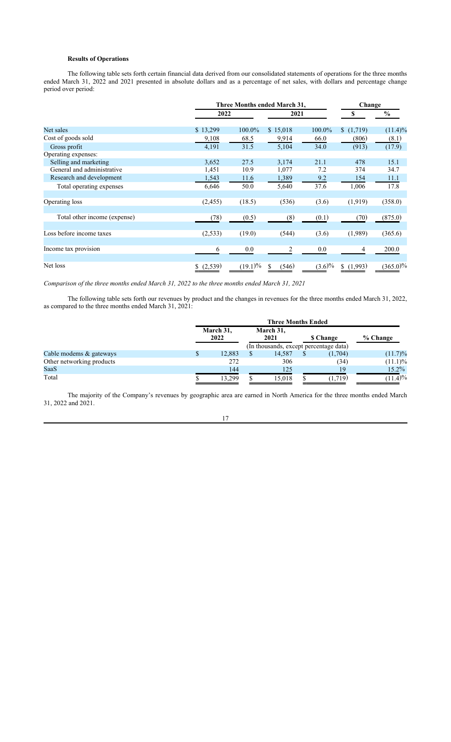**Results of Operations**

The following table sets forth certain financial data derived from our consolidated statements of operations for the three months ended March 31, 2022 and 2021 presented in absolute dollars and as a percentage of net sales, with dollars and percentage change period over period:

| | Three Months ended March 31, | | | | Change | |
|---|---|---|---|---|---|---|
| | 2022 | | 2021 | | $ | % |
| Net sales | $ 13,299 | 100.0% | $ 15,018 | 100.0% | $ (1,719) | (11.4)% |
| Cost of goods sold | 9,108 | 68.5 | 9,914 | 66.0 | (806) | (8.1) |
| Gross profit | 4,191 | 31.5 | 5,104 | 34.0 | (913) | (17.9) |
| Operating expenses: | | | | | | |
| Selling and marketing | 3,652 | 27.5 | 3,174 | 21.1 | 478 | 15.1 |
| General and administrative | 1,451 | 10.9 | 1,077 | 7.2 | 374 | 34.7 |
| Research and development | 1,543 | 11.6 | 1,389 | 9.2 | 154 | 11.1 |
| Total operating expenses | 6,646 | 50.0 | 5,640 | 37.6 | 1,006 | 17.8 |
| Operating loss | (2,455) | (18.5) | (536) | (3.6) | (1,919) | (358.0) |
| Total other income (expense) | (78) | (0.5) | (8) | (0.1) | (70) | (875.0) |
| Loss before income taxes | (2,533) | (19.0) | (544) | (3.6) | (1,989) | (365.6) |
| Income tax provision | 6 | 0.0 | 2 | 0.0 | 4 | 200.0 |
| Net loss | $ (2,539) | (19.1)% | $ (546) | (3.6)% | $ (1,993) | (365.0)% |

*Comparison of the three months ended March 31, 2022 to the three months ended March 31, 2021*

The following table sets forth our revenues by product and the changes in revenues for the three months ended March 31, 2022, as compared to the three months ended March 31, 2021:

| | Three Months Ended | | | |
|---|---|---|---|---|
| | March 31, 2022 | March 31, 2021 | $ Change | % Change |
| | (In thousands, except percentage data) | | | |
| Cable modems & gateways | $ 12,883 | $ 14,587 | $ (1,704) | (11.7)% |
| Other networking products | 272 | 306 | (34) | (11.1)% |
| SaaS | 144 | 125 | 19 | 15.2% |
| Total | $ 13,299 | $ 15,018 | $ (1,719) | (11.4)% |

The majority of the Company's revenues by geographic area are earned in North America for the three months ended March 31, 2022 and 2021.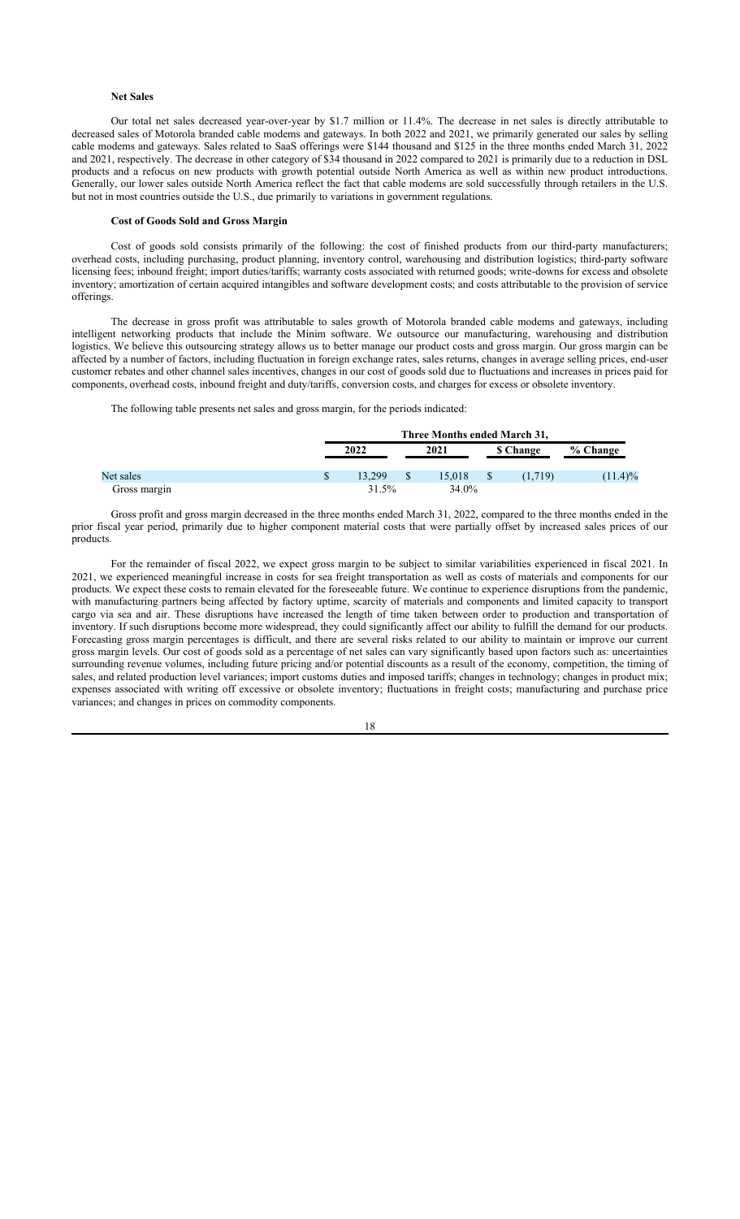### Net Sales

Our total net sales decreased year-over-year by $1.7 million or 11.4%. The decrease in net sales is directly attributable to decreased sales of Motorola branded cable modems and gateways. In both 2022 and 2021, we primarily generated our sales by selling cable modems and gateways. Sales related to SaaS offerings were $144 thousand and $125 in the three months ended March 31, 2022 and 2021, respectively. The decrease in other category of $34 thousand in 2022 compared to 2021 is primarily due to a reduction in DSL products and a refocus on new products with growth potential outside North America as well as within new product introductions. Generally, our lower sales outside North America reflect the fact that cable modems are sold successfully through retailers in the U.S. but not in most countries outside the U.S., due primarily to variations in government regulations.

### Cost of Goods Sold and Gross Margin

Cost of goods sold consists primarily of the following: the cost of finished products from our third-party manufacturers; overhead costs, including purchasing, product planning, inventory control, warehousing and distribution logistics; third-party software licensing fees; inbound freight; import duties/tariffs; warranty costs associated with returned goods; write-downs for excess and obsolete inventory; amortization of certain acquired intangibles and software development costs; and costs attributable to the provision of service offerings.

The decrease in gross profit was attributable to sales growth of Motorola branded cable modems and gateways, including intelligent networking products that include the Minim software. We outsource our manufacturing, warehousing and distribution logistics. We believe this outsourcing strategy allows us to better manage our product costs and gross margin. Our gross margin can be affected by a number of factors, including fluctuation in foreign exchange rates, sales returns, changes in average selling prices, end-user customer rebates and other channel sales incentives, changes in our cost of goods sold due to fluctuations and increases in prices paid for components, overhead costs, inbound freight and duty/tariffs, conversion costs, and charges for excess or obsolete inventory.

The following table presents net sales and gross margin, for the periods indicated:

| | Three Months ended March 31, | | | |
|---|---|---|---|---|
| | 2022 | 2021 | $ Change | % Change |
| Net sales | $ 13,299 | $ 15,018 | $ (1,719) | (11.4)% |
| Gross margin | 31.5% | 34.0% | | |

Gross profit and gross margin decreased in the three months ended March 31, 2022, compared to the three months ended in the prior fiscal year period, primarily due to higher component material costs that were partially offset by increased sales prices of our products.

For the remainder of fiscal 2022, we expect gross margin to be subject to similar variabilities experienced in fiscal 2021. In 2021, we experienced meaningful increase in costs for sea freight transportation as well as costs of materials and components for our products. We expect these costs to remain elevated for the foreseeable future. We continue to experience disruptions from the pandemic, with manufacturing partners being affected by factory uptime, scarcity of materials and components and limited capacity to transport cargo via sea and air. These disruptions have increased the length of time taken between order to production and transportation of inventory. If such disruptions become more widespread, they could significantly affect our ability to fulfill the demand for our products. Forecasting gross margin percentages is difficult, and there are several risks related to our ability to maintain or improve our current gross margin levels. Our cost of goods sold as a percentage of net sales can vary significantly based upon factors such as: uncertainties surrounding revenue volumes, including future pricing and/or potential discounts as a result of the economy, competition, the timing of sales, and related production level variances; import customs duties and imposed tariffs; changes in technology; changes in product mix; expenses associated with writing off excessive or obsolete inventory; fluctuations in freight costs; manufacturing and purchase price variances; and changes in prices on commodity components.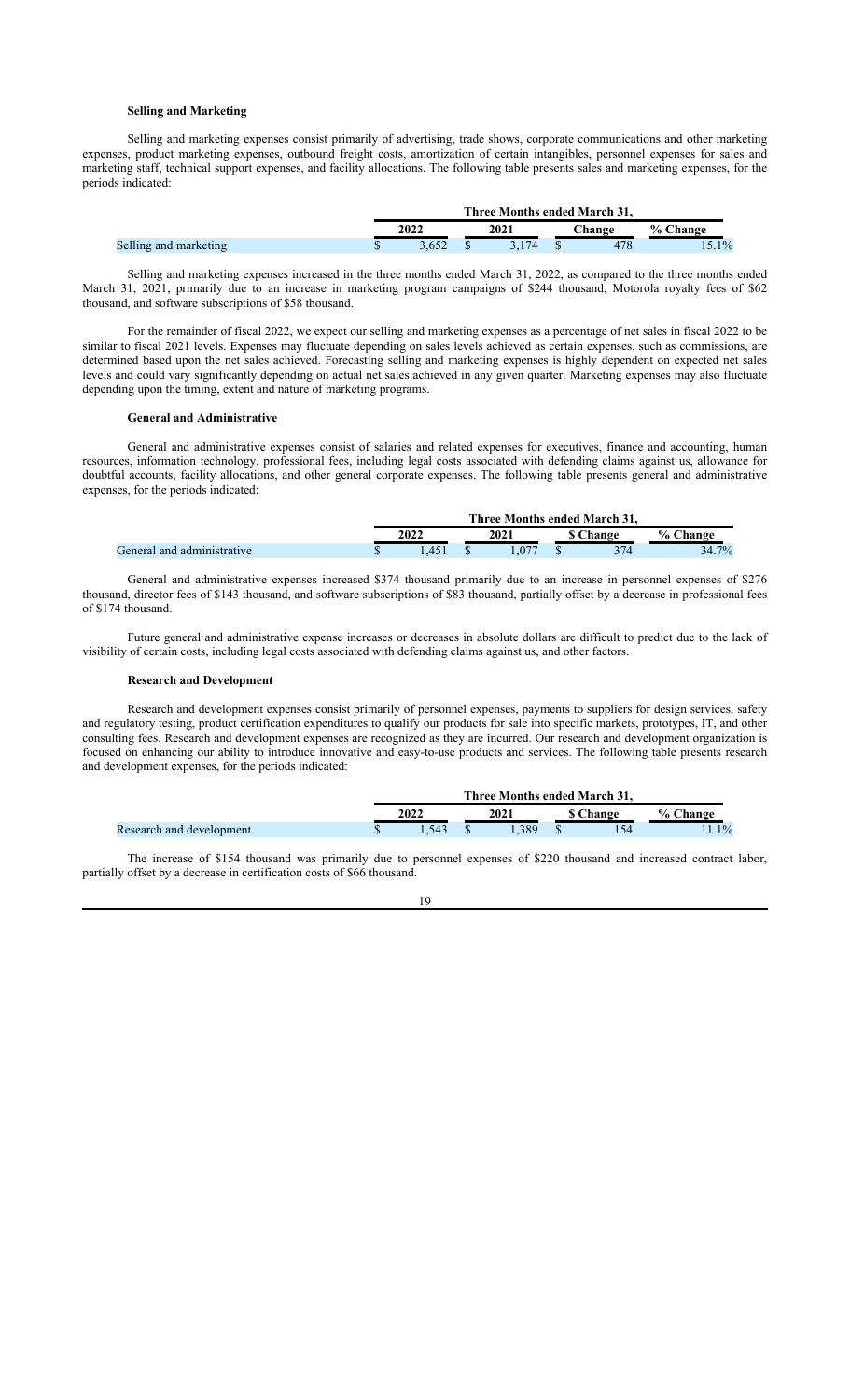**Selling and Marketing**

Selling and marketing expenses consist primarily of advertising, trade shows, corporate communications and other marketing expenses, product marketing expenses, outbound freight costs, amortization of certain intangibles, personnel expenses for sales and marketing staff, technical support expenses, and facility allocations. The following table presents sales and marketing expenses, for the periods indicated:

| | Three Months ended March 31, | | | |
|---|---|---|---|---|
| | 2022 | 2021 | Change | % Change |
| Selling and marketing | $ 3,652 | $ 3,174 | $ 478 | 15.1% |

Selling and marketing expenses increased in the three months ended March 31, 2022, as compared to the three months ended March 31, 2021, primarily due to an increase in marketing program campaigns of $244 thousand, Motorola royalty fees of $62 thousand, and software subscriptions of $58 thousand.

For the remainder of fiscal 2022, we expect our selling and marketing expenses as a percentage of net sales in fiscal 2022 to be similar to fiscal 2021 levels. Expenses may fluctuate depending on sales levels achieved as certain expenses, such as commissions, are determined based upon the net sales achieved. Forecasting selling and marketing expenses is highly dependent on expected net sales levels and could vary significantly depending on actual net sales achieved in any given quarter. Marketing expenses may also fluctuate depending upon the timing, extent and nature of marketing programs.

**General and Administrative**

General and administrative expenses consist of salaries and related expenses for executives, finance and accounting, human resources, information technology, professional fees, including legal costs associated with defending claims against us, allowance for doubtful accounts, facility allocations, and other general corporate expenses. The following table presents general and administrative expenses, for the periods indicated:

| | Three Months ended March 31, | | | |
|---|---|---|---|---|
| | 2022 | 2021 | $ Change | % Change |
| General and administrative | $ 1,451 | $ 1,077 | $ 374 | 34.7% |

General and administrative expenses increased $374 thousand primarily due to an increase in personnel expenses of $276 thousand, director fees of $143 thousand, and software subscriptions of $83 thousand, partially offset by a decrease in professional fees of $174 thousand.

Future general and administrative expense increases or decreases in absolute dollars are difficult to predict due to the lack of visibility of certain costs, including legal costs associated with defending claims against us, and other factors.

**Research and Development**

Research and development expenses consist primarily of personnel expenses, payments to suppliers for design services, safety and regulatory testing, product certification expenditures to qualify our products for sale into specific markets, prototypes, IT, and other consulting fees. Research and development expenses are recognized as they are incurred. Our research and development organization is focused on enhancing our ability to introduce innovative and easy-to-use products and services. The following table presents research and development expenses, for the periods indicated:

| | Three Months ended March 31, | | | |
|---|---|---|---|---|
| | 2022 | 2021 | $ Change | % Change |
| Research and development | $ 1,543 | $ 1,389 | $ 154 | 11.1% |

The increase of $154 thousand was primarily due to personnel expenses of $220 thousand and increased contract labor, partially offset by a decrease in certification costs of $66 thousand.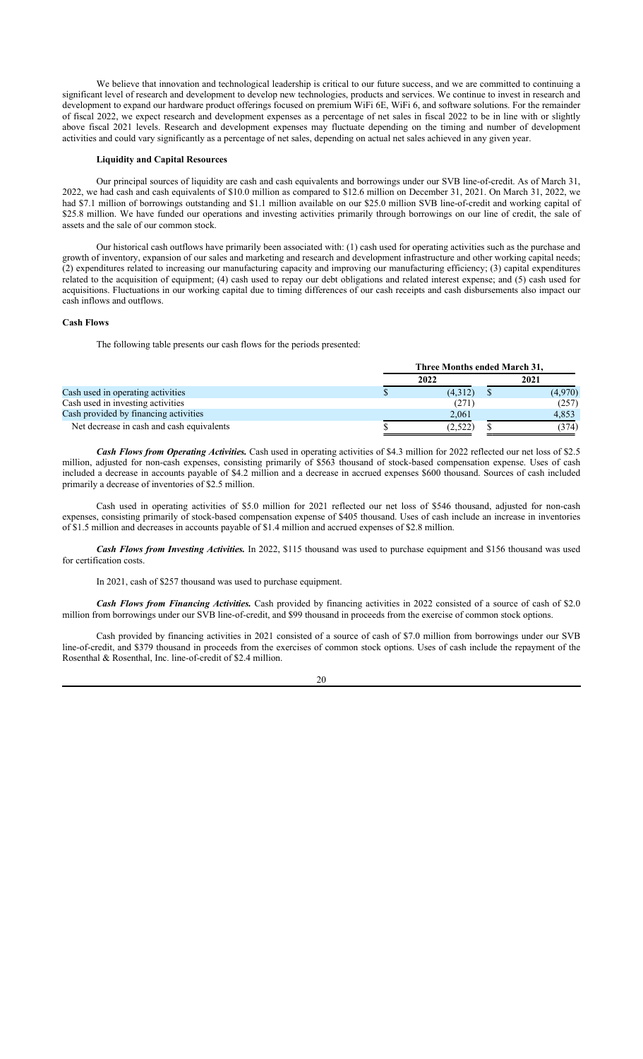We believe that innovation and technological leadership is critical to our future success, and we are committed to continuing a significant level of research and development to develop new technologies, products and services. We continue to invest in research and development to expand our hardware product offerings focused on premium WiFi 6E, WiFi 6, and software solutions. For the remainder of fiscal 2022, we expect research and development expenses as a percentage of net sales in fiscal 2022 to be in line with or slightly above fiscal 2021 levels. Research and development expenses may fluctuate depending on the timing and number of development activities and could vary significantly as a percentage of net sales, depending on actual net sales achieved in any given year.

### Liquidity and Capital Resources

Our principal sources of liquidity are cash and cash equivalents and borrowings under our SVB line-of-credit. As of March 31, 2022, we had cash and cash equivalents of $10.0 million as compared to $12.6 million on December 31, 2021. On March 31, 2022, we had $7.1 million of borrowings outstanding and $1.1 million available on our $25.0 million SVB line-of-credit and working capital of $25.8 million. We have funded our operations and investing activities primarily through borrowings on our line of credit, the sale of assets and the sale of our common stock.

Our historical cash outflows have primarily been associated with: (1) cash used for operating activities such as the purchase and growth of inventory, expansion of our sales and marketing and research and development infrastructure and other working capital needs; (2) expenditures related to increasing our manufacturing capacity and improving our manufacturing efficiency; (3) capital expenditures related to the acquisition of equipment; (4) cash used to repay our debt obligations and related interest expense; and (5) cash used for acquisitions. Fluctuations in our working capital due to timing differences of our cash receipts and cash disbursements also impact our cash inflows and outflows.

## Cash Flows

The following table presents our cash flows for the periods presented:

| | Three Months ended March 31, | |
|---|---|---|
| | 2022 | 2021 |
| Cash used in operating activities | $ (4,312) | $ (4,970) |
| Cash used in investing activities | (271) | (257) |
| Cash provided by financing activities | 2,061 | 4,853 |
| Net decrease in cash and cash equivalents | $ (2,522) | $ (374) |

***Cash Flows from Operating Activities.*** Cash used in operating activities of $4.3 million for 2022 reflected our net loss of $2.5 million, adjusted for non-cash expenses, consisting primarily of $563 thousand of stock-based compensation expense. Uses of cash included a decrease in accounts payable of $4.2 million and a decrease in accrued expenses $600 thousand. Sources of cash included primarily a decrease of inventories of $2.5 million.

Cash used in operating activities of $5.0 million for 2021 reflected our net loss of $546 thousand, adjusted for non-cash expenses, consisting primarily of stock-based compensation expense of $405 thousand. Uses of cash include an increase in inventories of $1.5 million and decreases in accounts payable of $1.4 million and accrued expenses of $2.8 million.

***Cash Flows from Investing Activities.*** In 2022, $115 thousand was used to purchase equipment and $156 thousand was used for certification costs.

In 2021, cash of $257 thousand was used to purchase equipment.

***Cash Flows from Financing Activities.*** Cash provided by financing activities in 2022 consisted of a source of cash of $2.0 million from borrowings under our SVB line-of-credit, and $99 thousand in proceeds from the exercise of common stock options.

Cash provided by financing activities in 2021 consisted of a source of cash of $7.0 million from borrowings under our SVB line-of-credit, and $379 thousand in proceeds from the exercises of common stock options. Uses of cash include the repayment of the Rosenthal & Rosenthal, Inc. line-of-credit of $2.4 million.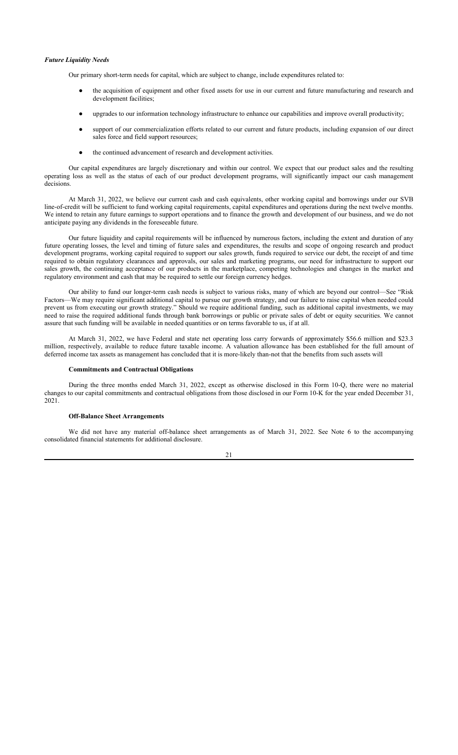***Future Liquidity Needs***

Our primary short-term needs for capital, which are subject to change, include expenditures related to:

- the acquisition of equipment and other fixed assets for use in our current and future manufacturing and research and development facilities;
- upgrades to our information technology infrastructure to enhance our capabilities and improve overall productivity;
- support of our commercialization efforts related to our current and future products, including expansion of our direct sales force and field support resources;
- the continued advancement of research and development activities.

Our capital expenditures are largely discretionary and within our control. We expect that our product sales and the resulting operating loss as well as the status of each of our product development programs, will significantly impact our cash management decisions.

At March 31, 2022, we believe our current cash and cash equivalents, other working capital and borrowings under our SVB line-of-credit will be sufficient to fund working capital requirements, capital expenditures and operations during the next twelve months. We intend to retain any future earnings to support operations and to finance the growth and development of our business, and we do not anticipate paying any dividends in the foreseeable future.

Our future liquidity and capital requirements will be influenced by numerous factors, including the extent and duration of any future operating losses, the level and timing of future sales and expenditures, the results and scope of ongoing research and product development programs, working capital required to support our sales growth, funds required to service our debt, the receipt of and time required to obtain regulatory clearances and approvals, our sales and marketing programs, our need for infrastructure to support our sales growth, the continuing acceptance of our products in the marketplace, competing technologies and changes in the market and regulatory environment and cash that may be required to settle our foreign currency hedges.

Our ability to fund our longer-term cash needs is subject to various risks, many of which are beyond our control—See "Risk Factors—We may require significant additional capital to pursue our growth strategy, and our failure to raise capital when needed could prevent us from executing our growth strategy." Should we require additional funding, such as additional capital investments, we may need to raise the required additional funds through bank borrowings or public or private sales of debt or equity securities. We cannot assure that such funding will be available in needed quantities or on terms favorable to us, if at all.

At March 31, 2022, we have Federal and state net operating loss carry forwards of approximately \$56.6 million and \$23.3 million, respectively, available to reduce future taxable income. A valuation allowance has been established for the full amount of deferred income tax assets as management has concluded that it is more-likely than-not that the benefits from such assets will

**Commitments and Contractual Obligations**

During the three months ended March 31, 2022, except as otherwise disclosed in this Form 10-Q, there were no material changes to our capital commitments and contractual obligations from those disclosed in our Form 10-K for the year ended December 31, 2021.

**Off-Balance Sheet Arrangements**

We did not have any material off-balance sheet arrangements as of March 31, 2022. See Note 6 to the accompanying consolidated financial statements for additional disclosure.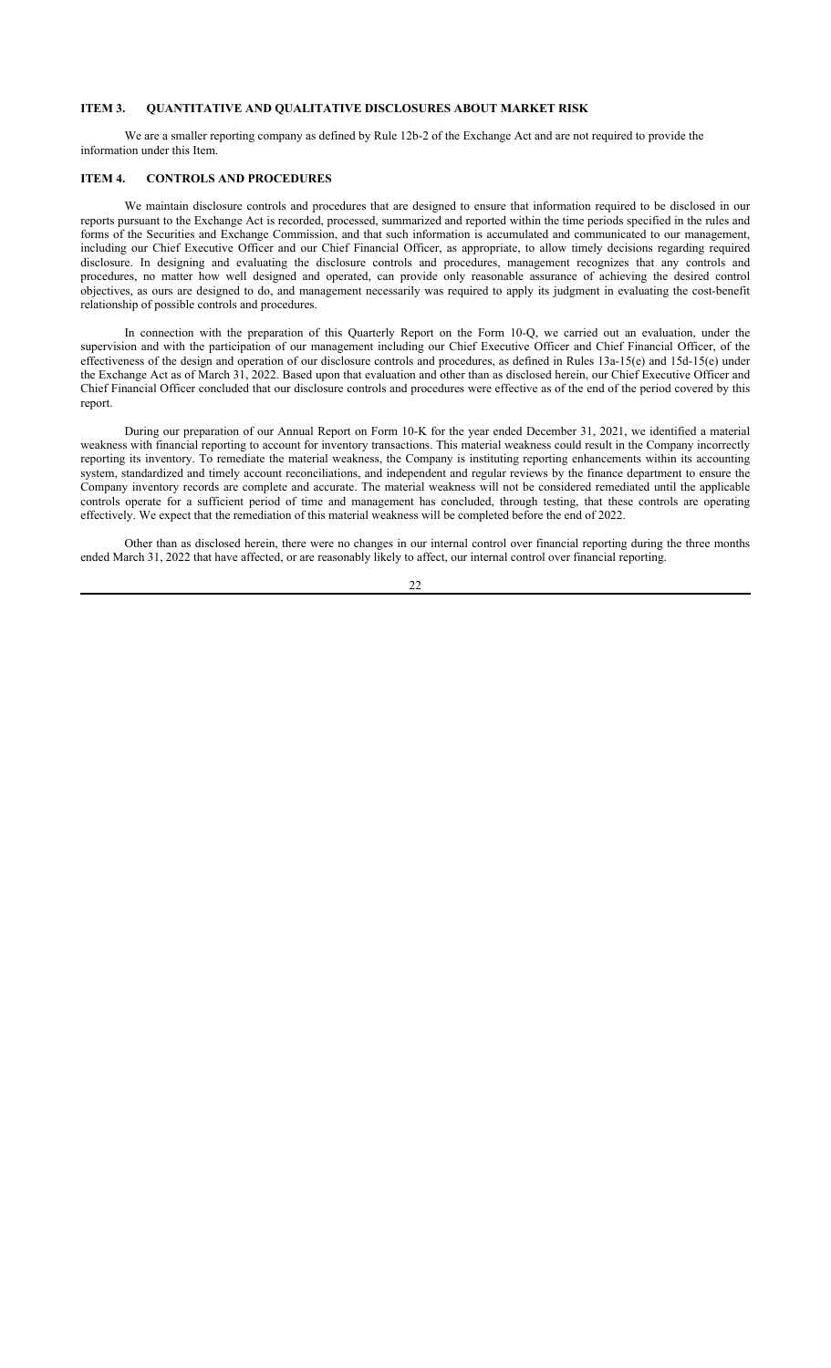## ITEM 3. QUANTITATIVE AND QUALITATIVE DISCLOSURES ABOUT MARKET RISK

We are a smaller reporting company as defined by Rule 12b-2 of the Exchange Act and are not required to provide the information under this Item.

## ITEM 4. CONTROLS AND PROCEDURES

We maintain disclosure controls and procedures that are designed to ensure that information required to be disclosed in our reports pursuant to the Exchange Act is recorded, processed, summarized and reported within the time periods specified in the rules and forms of the Securities and Exchange Commission, and that such information is accumulated and communicated to our management, including our Chief Executive Officer and our Chief Financial Officer, as appropriate, to allow timely decisions regarding required disclosure. In designing and evaluating the disclosure controls and procedures, management recognizes that any controls and procedures, no matter how well designed and operated, can provide only reasonable assurance of achieving the desired control objectives, as ours are designed to do, and management necessarily was required to apply its judgment in evaluating the cost-benefit relationship of possible controls and procedures.

In connection with the preparation of this Quarterly Report on the Form 10-Q, we carried out an evaluation, under the supervision and with the participation of our management including our Chief Executive Officer and Chief Financial Officer, of the effectiveness of the design and operation of our disclosure controls and procedures, as defined in Rules 13a-15(e) and 15d-15(e) under the Exchange Act as of March 31, 2022. Based upon that evaluation and other than as disclosed herein, our Chief Executive Officer and Chief Financial Officer concluded that our disclosure controls and procedures were effective as of the end of the period covered by this report.

During our preparation of our Annual Report on Form 10-K for the year ended December 31, 2021, we identified a material weakness with financial reporting to account for inventory transactions. This material weakness could result in the Company incorrectly reporting its inventory. To remediate the material weakness, the Company is instituting reporting enhancements within its accounting system, standardized and timely account reconciliations, and independent and regular reviews by the finance department to ensure the Company inventory records are complete and accurate. The material weakness will not be considered remediated until the applicable controls operate for a sufficient period of time and management has concluded, through testing, that these controls are operating effectively. We expect that the remediation of this material weakness will be completed before the end of 2022.

Other than as disclosed herein, there were no changes in our internal control over financial reporting during the three months ended March 31, 2022 that have affected, or are reasonably likely to affect, our internal control over financial reporting.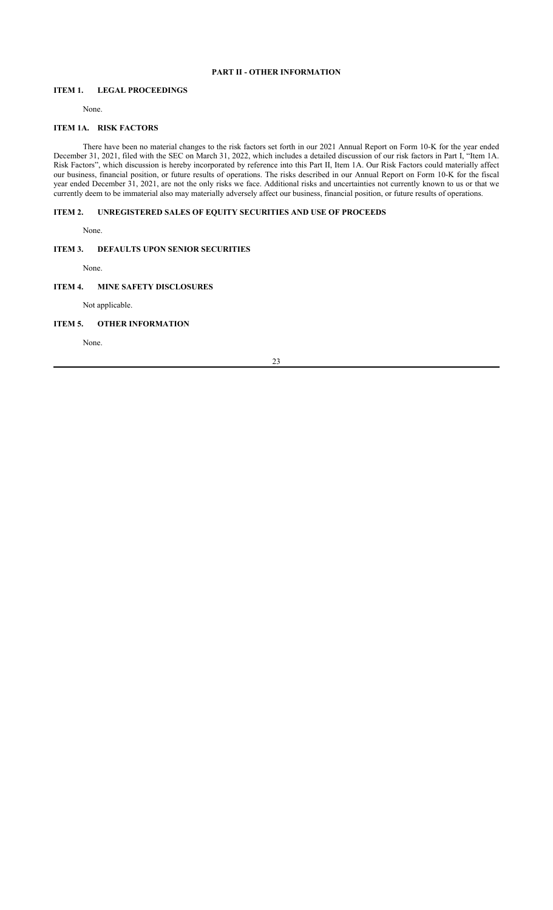## PART II - OTHER INFORMATION

### ITEM 1. LEGAL PROCEEDINGS

None.

### ITEM 1A. RISK FACTORS

There have been no material changes to the risk factors set forth in our 2021 Annual Report on Form 10-K for the year ended December 31, 2021, filed with the SEC on March 31, 2022, which includes a detailed discussion of our risk factors in Part I, "Item 1A. Risk Factors", which discussion is hereby incorporated by reference into this Part II, Item 1A. Our Risk Factors could materially affect our business, financial position, or future results of operations. The risks described in our Annual Report on Form 10-K for the fiscal year ended December 31, 2021, are not the only risks we face. Additional risks and uncertainties not currently known to us or that we currently deem to be immaterial also may materially adversely affect our business, financial position, or future results of operations.

### ITEM 2. UNREGISTERED SALES OF EQUITY SECURITIES AND USE OF PROCEEDS

None.

### ITEM 3. DEFAULTS UPON SENIOR SECURITIES

None.

### ITEM 4. MINE SAFETY DISCLOSURES

Not applicable.

### ITEM 5. OTHER INFORMATION

None.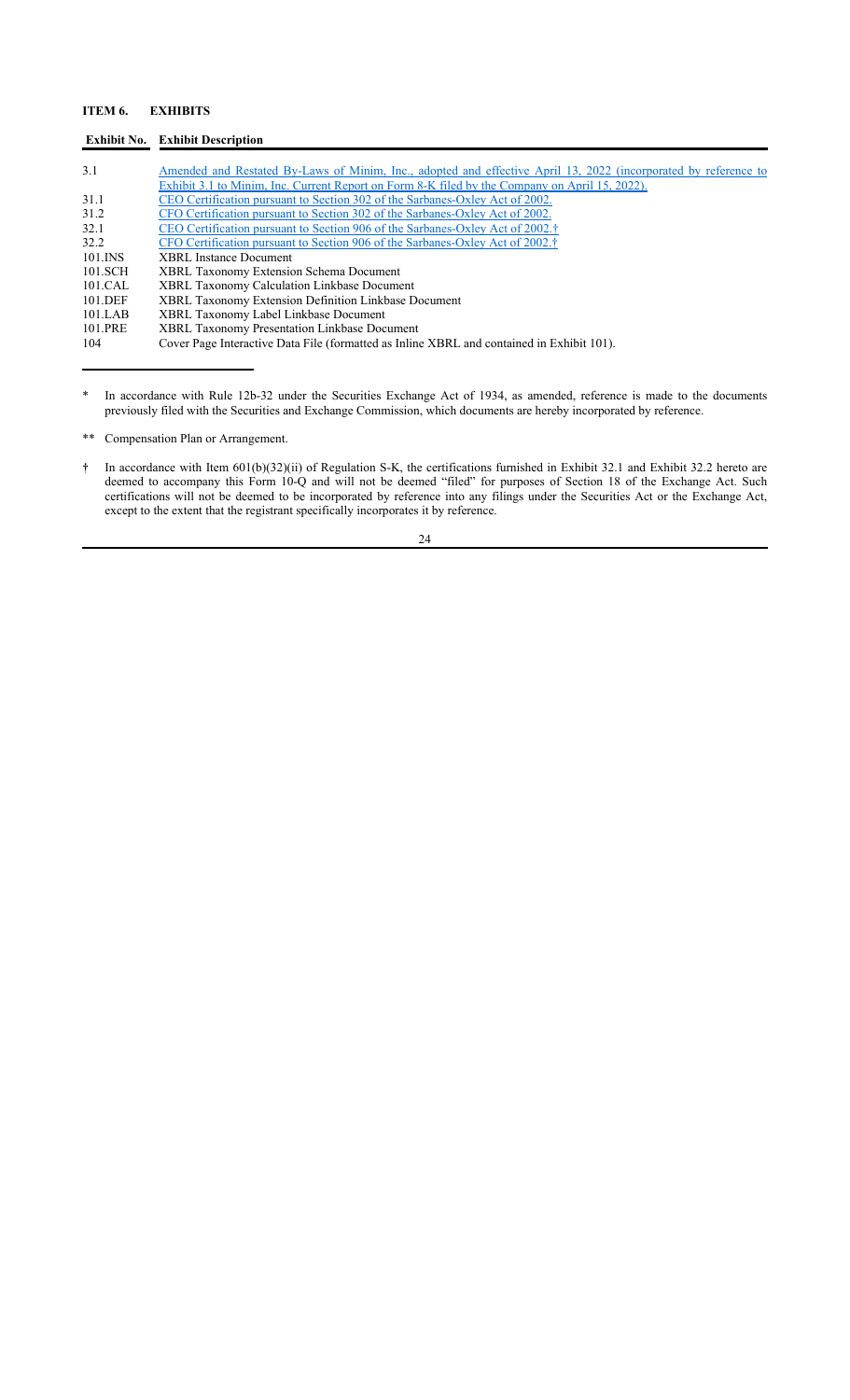**ITEM 6. EXHIBITS**

| Exhibit No. | Exhibit Description |
|---|---|
| 3.1 | Amended and Restated By-Laws of Minim, Inc., adopted and effective April 13, 2022 (incorporated by reference to Exhibit 3.1 to Minim, Inc. Current Report on Form 8-K filed by the Company on April 15, 2022). |
| 31.1 | CEO Certification pursuant to Section 302 of the Sarbanes-Oxley Act of 2002. |
| 31.2 | CFO Certification pursuant to Section 302 of the Sarbanes-Oxley Act of 2002. |
| 32.1 | CEO Certification pursuant to Section 906 of the Sarbanes-Oxley Act of 2002.† |
| 32.2 | CFO Certification pursuant to Section 906 of the Sarbanes-Oxley Act of 2002.† |
| 101.INS | XBRL Instance Document |
| 101.SCH | XBRL Taxonomy Extension Schema Document |
| 101.CAL | XBRL Taxonomy Calculation Linkbase Document |
| 101.DEF | XBRL Taxonomy Extension Definition Linkbase Document |
| 101.LAB | XBRL Taxonomy Label Linkbase Document |
| 101.PRE | XBRL Taxonomy Presentation Linkbase Document |
| 104 | Cover Page Interactive Data File (formatted as Inline XBRL and contained in Exhibit 101). |

\* In accordance with Rule 12b-32 under the Securities Exchange Act of 1934, as amended, reference is made to the documents previously filed with the Securities and Exchange Commission, which documents are hereby incorporated by reference.

\** Compensation Plan or Arrangement.

† In accordance with Item 601(b)(32)(ii) of Regulation S-K, the certifications furnished in Exhibit 32.1 and Exhibit 32.2 hereto are deemed to accompany this Form 10-Q and will not be deemed "filed" for purposes of Section 18 of the Exchange Act. Such certifications will not be deemed to be incorporated by reference into any filings under the Securities Act or the Exchange Act, except to the extent that the registrant specifically incorporates it by reference.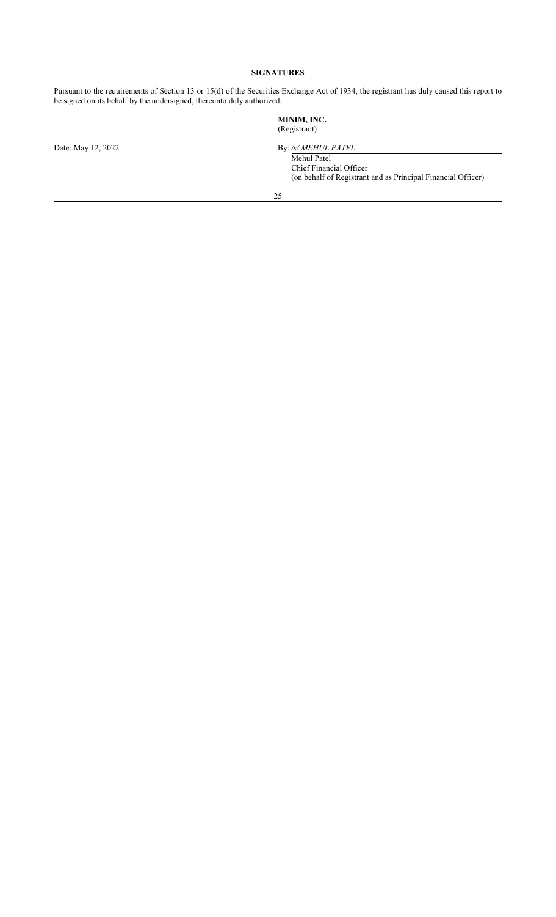**SIGNATURES**

Pursuant to the requirements of Section 13 or 15(d) of the Securities Exchange Act of 1934, the registrant has duly caused this report to be signed on its behalf by the undersigned, thereunto duly authorized.

**MINIM, INC.**
(Registrant)

Date: May 12, 2022

By: */s/ MEHUL PATEL*
Mehul Patel
Chief Financial Officer
(on behalf of Registrant and as Principal Financial Officer)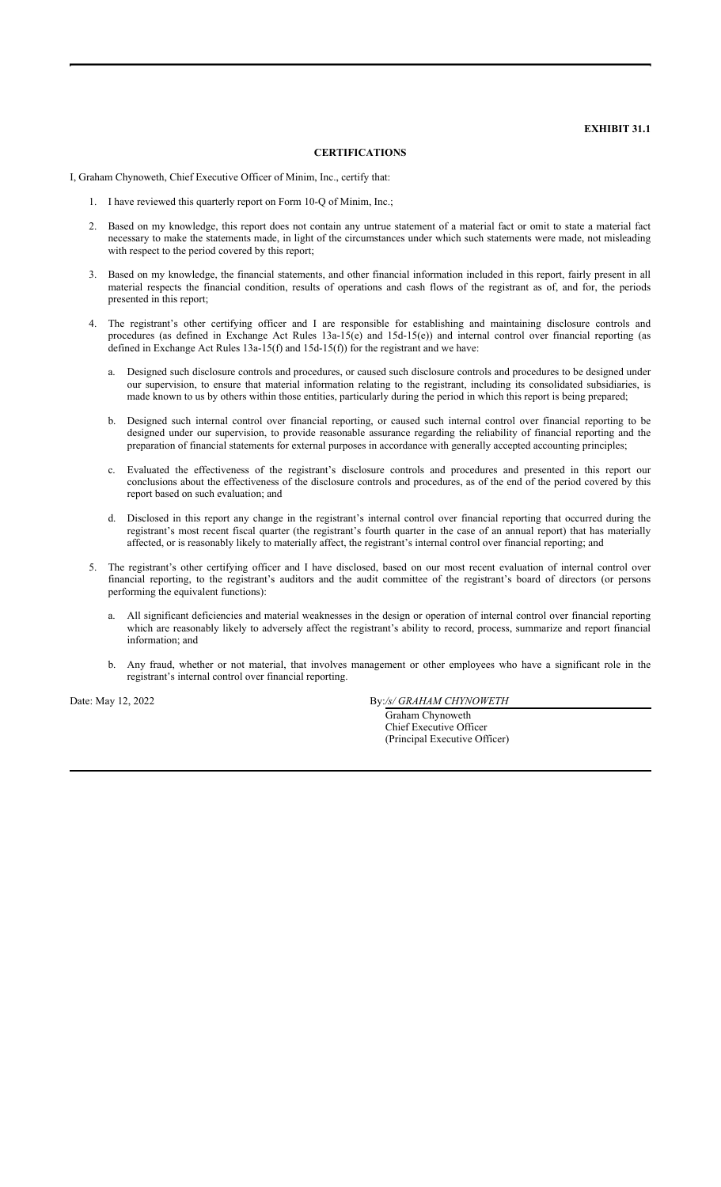**EXHIBIT 31.1**

**CERTIFICATIONS**

I, Graham Chynoweth, Chief Executive Officer of Minim, Inc., certify that:

1. I have reviewed this quarterly report on Form 10-Q of Minim, Inc.;

2. Based on my knowledge, this report does not contain any untrue statement of a material fact or omit to state a material fact necessary to make the statements made, in light of the circumstances under which such statements were made, not misleading with respect to the period covered by this report;

3. Based on my knowledge, the financial statements, and other financial information included in this report, fairly present in all material respects the financial condition, results of operations and cash flows of the registrant as of, and for, the periods presented in this report;

4. The registrant's other certifying officer and I are responsible for establishing and maintaining disclosure controls and procedures (as defined in Exchange Act Rules 13a-15(e) and 15d-15(e)) and internal control over financial reporting (as defined in Exchange Act Rules 13a-15(f) and 15d-15(f)) for the registrant and we have:

   a. Designed such disclosure controls and procedures, or caused such disclosure controls and procedures to be designed under our supervision, to ensure that material information relating to the registrant, including its consolidated subsidiaries, is made known to us by others within those entities, particularly during the period in which this report is being prepared;

   b. Designed such internal control over financial reporting, or caused such internal control over financial reporting to be designed under our supervision, to provide reasonable assurance regarding the reliability of financial reporting and the preparation of financial statements for external purposes in accordance with generally accepted accounting principles;

   c. Evaluated the effectiveness of the registrant's disclosure controls and procedures and presented in this report our conclusions about the effectiveness of the disclosure controls and procedures, as of the end of the period covered by this report based on such evaluation; and

   d. Disclosed in this report any change in the registrant's internal control over financial reporting that occurred during the registrant's most recent fiscal quarter (the registrant's fourth quarter in the case of an annual report) that has materially affected, or is reasonably likely to materially affect, the registrant's internal control over financial reporting; and

5. The registrant's other certifying officer and I have disclosed, based on our most recent evaluation of internal control over financial reporting, to the registrant's auditors and the audit committee of the registrant's board of directors (or persons performing the equivalent functions):

   a. All significant deficiencies and material weaknesses in the design or operation of internal control over financial reporting which are reasonably likely to adversely affect the registrant's ability to record, process, summarize and report financial information; and

   b. Any fraud, whether or not material, that involves management or other employees who have a significant role in the registrant's internal control over financial reporting.

Date: May 12, 2022

By: */s/ GRAHAM CHYNOWETH*

Graham Chynoweth
Chief Executive Officer
(Principal Executive Officer)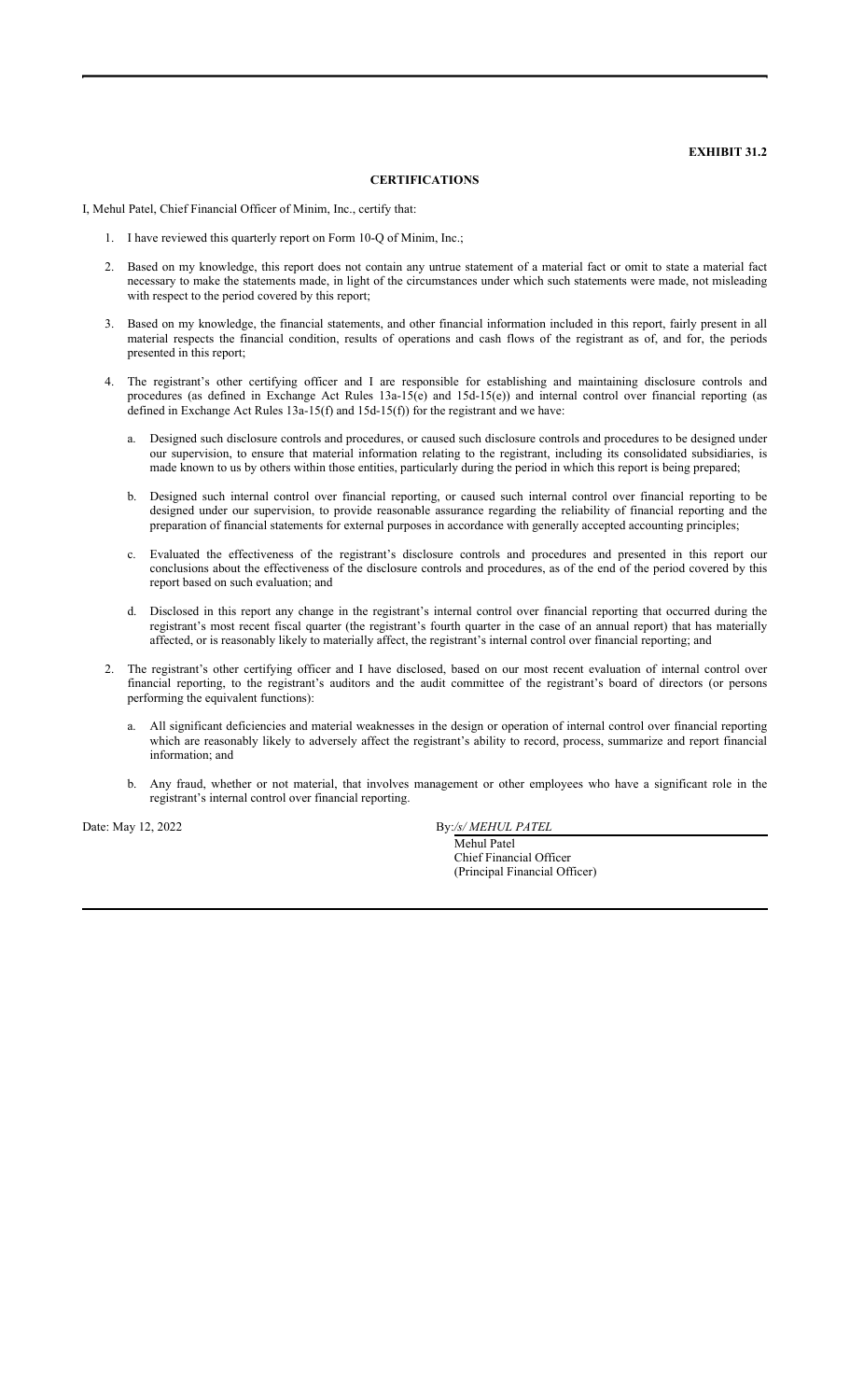**EXHIBIT 31.2**

**CERTIFICATIONS**

I, Mehul Patel, Chief Financial Officer of Minim, Inc., certify that:

1. I have reviewed this quarterly report on Form 10-Q of Minim, Inc.;

2. Based on my knowledge, this report does not contain any untrue statement of a material fact or omit to state a material fact necessary to make the statements made, in light of the circumstances under which such statements were made, not misleading with respect to the period covered by this report;

3. Based on my knowledge, the financial statements, and other financial information included in this report, fairly present in all material respects the financial condition, results of operations and cash flows of the registrant as of, and for, the periods presented in this report;

4. The registrant's other certifying officer and I are responsible for establishing and maintaining disclosure controls and procedures (as defined in Exchange Act Rules 13a-15(e) and 15d-15(e)) and internal control over financial reporting (as defined in Exchange Act Rules 13a-15(f) and 15d-15(f)) for the registrant and we have:

    a. Designed such disclosure controls and procedures, or caused such disclosure controls and procedures to be designed under our supervision, to ensure that material information relating to the registrant, including its consolidated subsidiaries, is made known to us by others within those entities, particularly during the period in which this report is being prepared;

    b. Designed such internal control over financial reporting, or caused such internal control over financial reporting to be designed under our supervision, to provide reasonable assurance regarding the reliability of financial reporting and the preparation of financial statements for external purposes in accordance with generally accepted accounting principles;

    c. Evaluated the effectiveness of the registrant's disclosure controls and procedures and presented in this report our conclusions about the effectiveness of the disclosure controls and procedures, as of the end of the period covered by this report based on such evaluation; and

    d. Disclosed in this report any change in the registrant's internal control over financial reporting that occurred during the registrant's most recent fiscal quarter (the registrant's fourth quarter in the case of an annual report) that has materially affected, or is reasonably likely to materially affect, the registrant's internal control over financial reporting; and

2. The registrant's other certifying officer and I have disclosed, based on our most recent evaluation of internal control over financial reporting, to the registrant's auditors and the audit committee of the registrant's board of directors (or persons performing the equivalent functions):

    a. All significant deficiencies and material weaknesses in the design or operation of internal control over financial reporting which are reasonably likely to adversely affect the registrant's ability to record, process, summarize and report financial information; and

    b. Any fraud, whether or not material, that involves management or other employees who have a significant role in the registrant's internal control over financial reporting.

Date: May 12, 2022

By: */s/ MEHUL PATEL*

Mehul Patel
Chief Financial Officer
(Principal Financial Officer)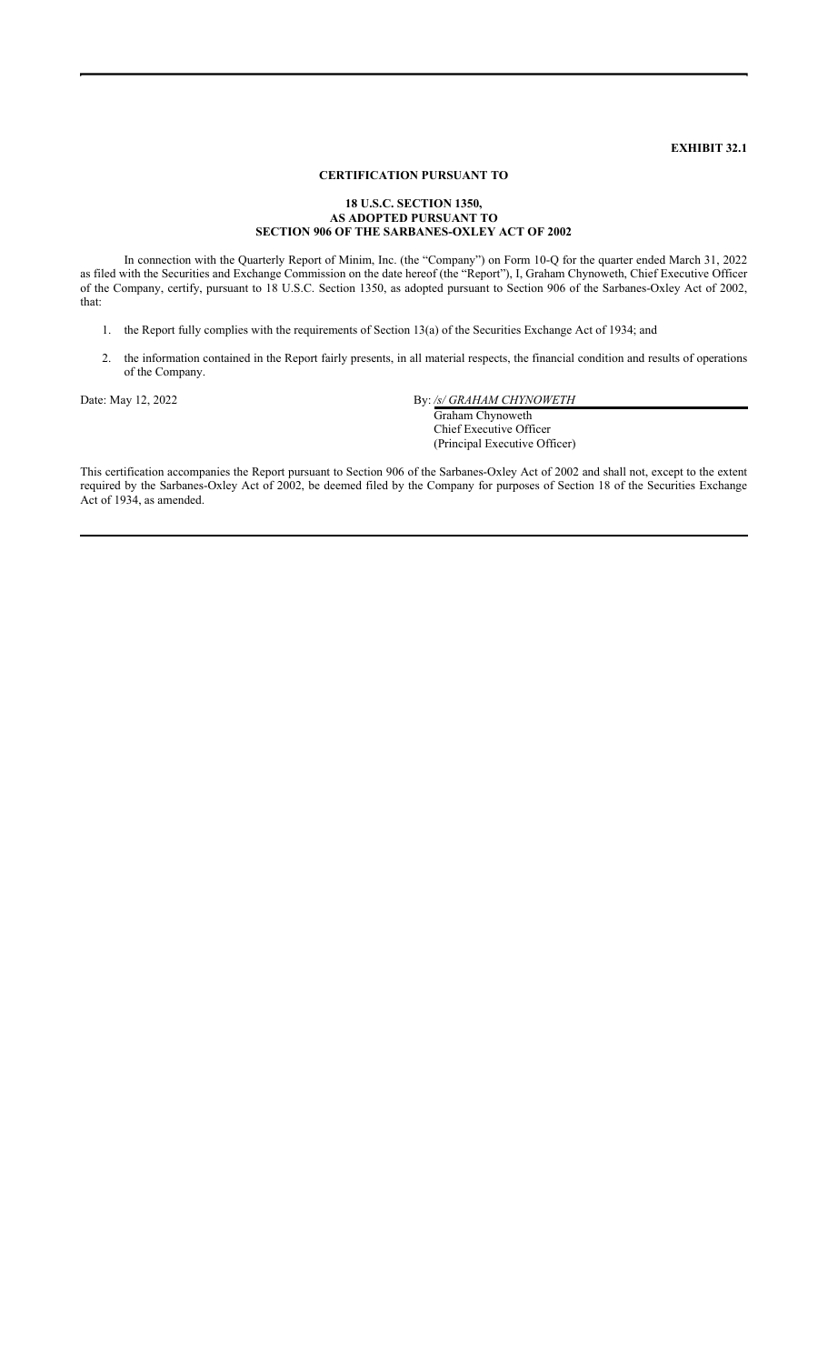**EXHIBIT 32.1**

**CERTIFICATION PURSUANT TO**

**18 U.S.C. SECTION 1350,**
**AS ADOPTED PURSUANT TO**
**SECTION 906 OF THE SARBANES-OXLEY ACT OF 2002**

In connection with the Quarterly Report of Minim, Inc. (the "Company") on Form 10-Q for the quarter ended March 31, 2022 as filed with the Securities and Exchange Commission on the date hereof (the "Report"), I, Graham Chynoweth, Chief Executive Officer of the Company, certify, pursuant to 18 U.S.C. Section 1350, as adopted pursuant to Section 906 of the Sarbanes-Oxley Act of 2002, that:

1. the Report fully complies with the requirements of Section 13(a) of the Securities Exchange Act of 1934; and
2. the information contained in the Report fairly presents, in all material respects, the financial condition and results of operations of the Company.

Date: May 12, 2022

By: */s/ GRAHAM CHYNOWETH*
Graham Chynoweth
Chief Executive Officer
(Principal Executive Officer)

This certification accompanies the Report pursuant to Section 906 of the Sarbanes-Oxley Act of 2002 and shall not, except to the extent required by the Sarbanes-Oxley Act of 2002, be deemed filed by the Company for purposes of Section 18 of the Securities Exchange Act of 1934, as amended.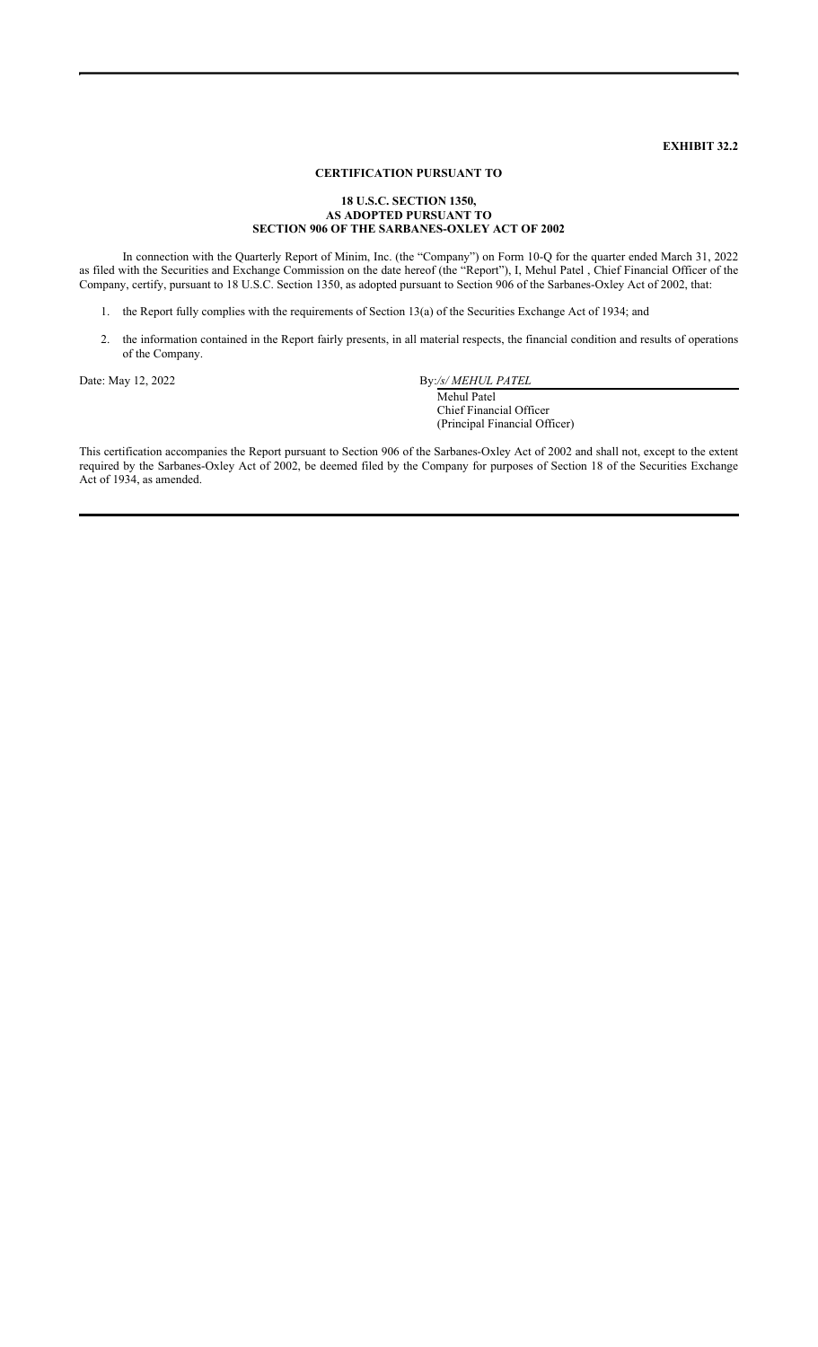**EXHIBIT 32.2**

**CERTIFICATION PURSUANT TO**

**18 U.S.C. SECTION 1350,**
**AS ADOPTED PURSUANT TO**
**SECTION 906 OF THE SARBANES-OXLEY ACT OF 2002**

In connection with the Quarterly Report of Minim, Inc. (the "Company") on Form 10-Q for the quarter ended March 31, 2022 as filed with the Securities and Exchange Commission on the date hereof (the "Report"), I, Mehul Patel , Chief Financial Officer of the Company, certify, pursuant to 18 U.S.C. Section 1350, as adopted pursuant to Section 906 of the Sarbanes-Oxley Act of 2002, that:

1. the Report fully complies with the requirements of Section 13(a) of the Securities Exchange Act of 1934; and
2. the information contained in the Report fairly presents, in all material respects, the financial condition and results of operations of the Company.

Date: May 12, 2022

By: */s/ MEHUL PATEL*

Mehul Patel
Chief Financial Officer
(Principal Financial Officer)

This certification accompanies the Report pursuant to Section 906 of the Sarbanes-Oxley Act of 2002 and shall not, except to the extent required by the Sarbanes-Oxley Act of 2002, be deemed filed by the Company for purposes of Section 18 of the Securities Exchange Act of 1934, as amended.